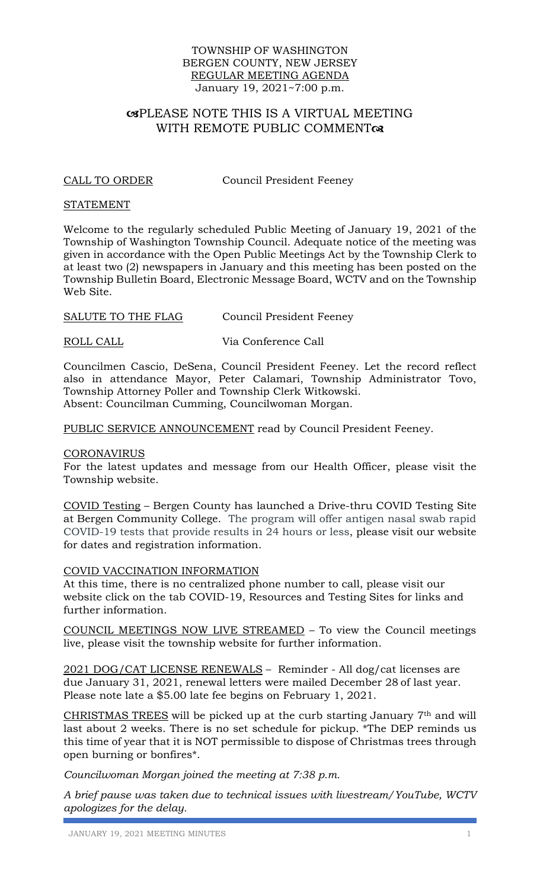TOWNSHIP OF WASHINGTON
BERGEN COUNTY, NEW JERSEY
REGULAR MEETING AGENDA
January 19, 2021~7:00 p.m.

## PLEASE NOTE THIS IS A VIRTUAL MEETING WITH REMOTE PUBLIC COMMENT

CALL TO ORDER Council President Feeney

STATEMENT

Welcome to the regularly scheduled Public Meeting of January 19, 2021 of the Township of Washington Township Council. Adequate notice of the meeting was given in accordance with the Open Public Meetings Act by the Township Clerk to at least two (2) newspapers in January and this meeting has been posted on the Township Bulletin Board, Electronic Message Board, WCTV and on the Township Web Site.

SALUTE TO THE FLAG Council President Feeney

ROLL CALL Via Conference Call

Councilmen Cascio, DeSena, Council President Feeney. Let the record reflect also in attendance Mayor, Peter Calamari, Township Administrator Tovo, Township Attorney Poller and Township Clerk Witkowski.
Absent: Councilman Cumming, Councilwoman Morgan.

PUBLIC SERVICE ANNOUNCEMENT read by Council President Feeney.

CORONAVIRUS
For the latest updates and message from our Health Officer, please visit the Township website.

COVID Testing – Bergen County has launched a Drive-thru COVID Testing Site at Bergen Community College. The program will offer antigen nasal swab rapid COVID-19 tests that provide results in 24 hours or less, please visit our website for dates and registration information.

COVID VACCINATION INFORMATION
At this time, there is no centralized phone number to call, please visit our website click on the tab COVID-19, Resources and Testing Sites for links and further information.

COUNCIL MEETINGS NOW LIVE STREAMED – To view the Council meetings live, please visit the township website for further information.

2021 DOG/CAT LICENSE RENEWALS – Reminder - All dog/cat licenses are due January 31, 2021, renewal letters were mailed December 28 of last year. Please note late a $5.00 late fee begins on February 1, 2021.

CHRISTMAS TREES will be picked up at the curb starting January 7th and will last about 2 weeks. There is no set schedule for pickup. *The DEP reminds us this time of year that it is NOT permissible to dispose of Christmas trees through open burning or bonfires*.

*Councilwoman Morgan joined the meeting at 7:38 p.m.*

*A brief pause was taken due to technical issues with livestream/YouTube, WCTV apologizes for the delay.*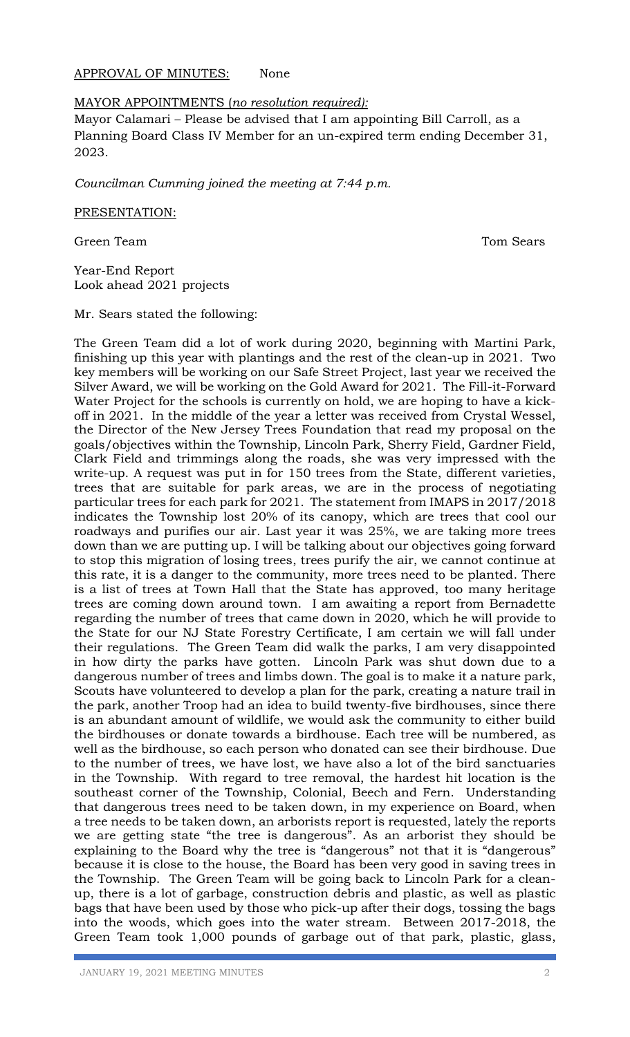APPROVAL OF MINUTES: None

MAYOR APPOINTMENTS (*no resolution required):*

Mayor Calamari – Please be advised that I am appointing Bill Carroll, as a Planning Board Class IV Member for an un-expired term ending December 31, 2023.

*Councilman Cumming joined the meeting at 7:44 p.m.*

PRESENTATION:

Green Team Tom Sears

Year-End Report
Look ahead 2021 projects

Mr. Sears stated the following:

The Green Team did a lot of work during 2020, beginning with Martini Park, finishing up this year with plantings and the rest of the clean-up in 2021. Two key members will be working on our Safe Street Project, last year we received the Silver Award, we will be working on the Gold Award for 2021. The Fill-it-Forward Water Project for the schools is currently on hold, we are hoping to have a kick-off in 2021. In the middle of the year a letter was received from Crystal Wessel, the Director of the New Jersey Trees Foundation that read my proposal on the goals/objectives within the Township, Lincoln Park, Sherry Field, Gardner Field, Clark Field and trimmings along the roads, she was very impressed with the write-up. A request was put in for 150 trees from the State, different varieties, trees that are suitable for park areas, we are in the process of negotiating particular trees for each park for 2021. The statement from IMAPS in 2017/2018 indicates the Township lost 20% of its canopy, which are trees that cool our roadways and purifies our air. Last year it was 25%, we are taking more trees down than we are putting up. I will be talking about our objectives going forward to stop this migration of losing trees, trees purify the air, we cannot continue at this rate, it is a danger to the community, more trees need to be planted. There is a list of trees at Town Hall that the State has approved, too many heritage trees are coming down around town. I am awaiting a report from Bernadette regarding the number of trees that came down in 2020, which he will provide to the State for our NJ State Forestry Certificate, I am certain we will fall under their regulations. The Green Team did walk the parks, I am very disappointed in how dirty the parks have gotten. Lincoln Park was shut down due to a dangerous number of trees and limbs down. The goal is to make it a nature park, Scouts have volunteered to develop a plan for the park, creating a nature trail in the park, another Troop had an idea to build twenty-five birdhouses, since there is an abundant amount of wildlife, we would ask the community to either build the birdhouses or donate towards a birdhouse. Each tree will be numbered, as well as the birdhouse, so each person who donated can see their birdhouse. Due to the number of trees, we have lost, we have also a lot of the bird sanctuaries in the Township. With regard to tree removal, the hardest hit location is the southeast corner of the Township, Colonial, Beech and Fern. Understanding that dangerous trees need to be taken down, in my experience on Board, when a tree needs to be taken down, an arborists report is requested, lately the reports we are getting state "the tree is dangerous". As an arborist they should be explaining to the Board why the tree is "dangerous" not that it is "dangerous" because it is close to the house, the Board has been very good in saving trees in the Township. The Green Team will be going back to Lincoln Park for a clean-up, there is a lot of garbage, construction debris and plastic, as well as plastic bags that have been used by those who pick-up after their dogs, tossing the bags into the woods, which goes into the water stream. Between 2017-2018, the Green Team took 1,000 pounds of garbage out of that park, plastic, glass,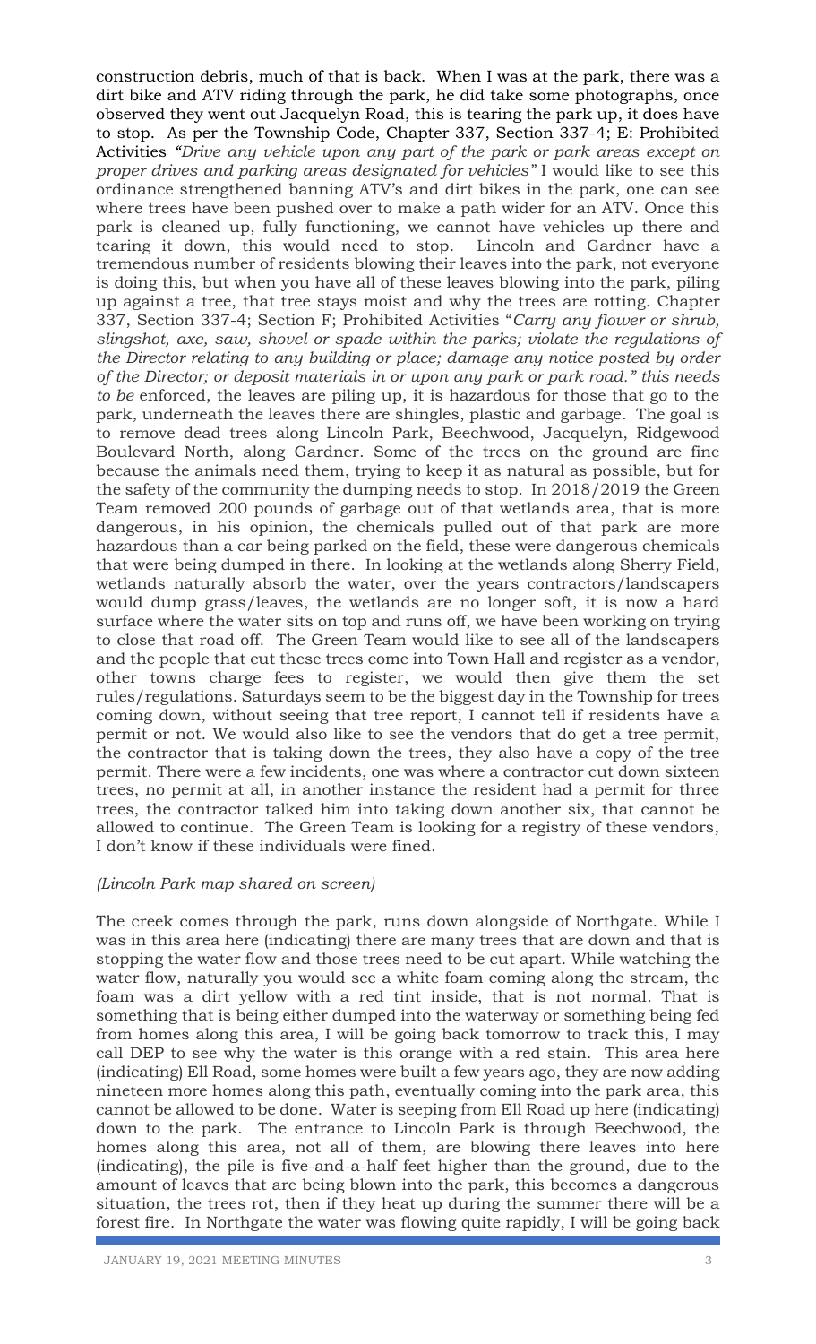construction debris, much of that is back. When I was at the park, there was a dirt bike and ATV riding through the park, he did take some photographs, once observed they went out Jacquelyn Road, this is tearing the park up, it does have to stop. As per the Township Code, Chapter 337, Section 337-4; E: Prohibited Activities *"Drive any vehicle upon any part of the park or park areas except on proper drives and parking areas designated for vehicles"* I would like to see this ordinance strengthened banning ATV's and dirt bikes in the park, one can see where trees have been pushed over to make a path wider for an ATV. Once this park is cleaned up, fully functioning, we cannot have vehicles up there and tearing it down, this would need to stop. Lincoln and Gardner have a tremendous number of residents blowing their leaves into the park, not everyone is doing this, but when you have all of these leaves blowing into the park, piling up against a tree, that tree stays moist and why the trees are rotting. Chapter 337, Section 337-4; Section F; Prohibited Activities "*Carry any flower or shrub, slingshot, axe, saw, shovel or spade within the parks; violate the regulations of the Director relating to any building or place; damage any notice posted by order of the Director; or deposit materials in or upon any park or park road." this needs to be* enforced, the leaves are piling up, it is hazardous for those that go to the park, underneath the leaves there are shingles, plastic and garbage. The goal is to remove dead trees along Lincoln Park, Beechwood, Jacquelyn, Ridgewood Boulevard North, along Gardner. Some of the trees on the ground are fine because the animals need them, trying to keep it as natural as possible, but for the safety of the community the dumping needs to stop. In 2018/2019 the Green Team removed 200 pounds of garbage out of that wetlands area, that is more dangerous, in his opinion, the chemicals pulled out of that park are more hazardous than a car being parked on the field, these were dangerous chemicals that were being dumped in there. In looking at the wetlands along Sherry Field, wetlands naturally absorb the water, over the years contractors/landscapers would dump grass/leaves, the wetlands are no longer soft, it is now a hard surface where the water sits on top and runs off, we have been working on trying to close that road off. The Green Team would like to see all of the landscapers and the people that cut these trees come into Town Hall and register as a vendor, other towns charge fees to register, we would then give them the set rules/regulations. Saturdays seem to be the biggest day in the Township for trees coming down, without seeing that tree report, I cannot tell if residents have a permit or not. We would also like to see the vendors that do get a tree permit, the contractor that is taking down the trees, they also have a copy of the tree permit. There were a few incidents, one was where a contractor cut down sixteen trees, no permit at all, in another instance the resident had a permit for three trees, the contractor talked him into taking down another six, that cannot be allowed to continue. The Green Team is looking for a registry of these vendors, I don't know if these individuals were fined.

*(Lincoln Park map shared on screen)*

The creek comes through the park, runs down alongside of Northgate. While I was in this area here (indicating) there are many trees that are down and that is stopping the water flow and those trees need to be cut apart. While watching the water flow, naturally you would see a white foam coming along the stream, the foam was a dirt yellow with a red tint inside, that is not normal. That is something that is being either dumped into the waterway or something being fed from homes along this area, I will be going back tomorrow to track this, I may call DEP to see why the water is this orange with a red stain. This area here (indicating) Ell Road, some homes were built a few years ago, they are now adding nineteen more homes along this path, eventually coming into the park area, this cannot be allowed to be done. Water is seeping from Ell Road up here (indicating) down to the park. The entrance to Lincoln Park is through Beechwood, the homes along this area, not all of them, are blowing there leaves into here (indicating), the pile is five-and-a-half feet higher than the ground, due to the amount of leaves that are being blown into the park, this becomes a dangerous situation, the trees rot, then if they heat up during the summer there will be a forest fire. In Northgate the water was flowing quite rapidly, I will be going back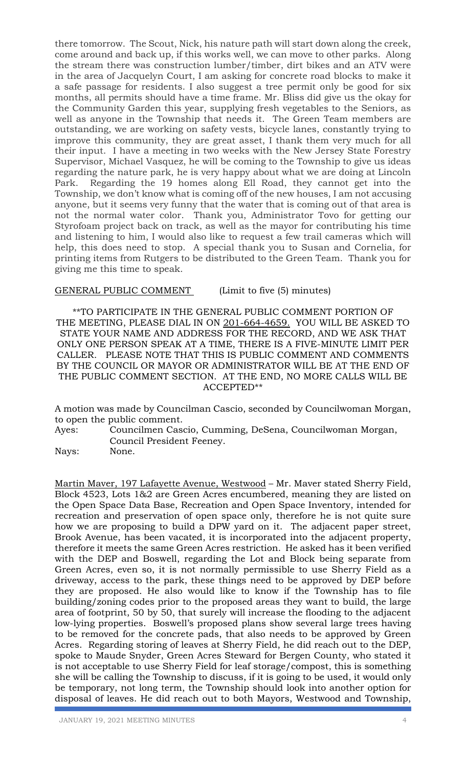there tomorrow. The Scout, Nick, his nature path will start down along the creek, come around and back up, if this works well, we can move to other parks. Along the stream there was construction lumber/timber, dirt bikes and an ATV were in the area of Jacquelyn Court, I am asking for concrete road blocks to make it a safe passage for residents. I also suggest a tree permit only be good for six months, all permits should have a time frame. Mr. Bliss did give us the okay for the Community Garden this year, supplying fresh vegetables to the Seniors, as well as anyone in the Township that needs it. The Green Team members are outstanding, we are working on safety vests, bicycle lanes, constantly trying to improve this community, they are great asset, I thank them very much for all their input. I have a meeting in two weeks with the New Jersey State Forestry Supervisor, Michael Vasquez, he will be coming to the Township to give us ideas regarding the nature park, he is very happy about what we are doing at Lincoln Park. Regarding the 19 homes along Ell Road, they cannot get into the Township, we don't know what is coming off of the new houses, I am not accusing anyone, but it seems very funny that the water that is coming out of that area is not the normal water color. Thank you, Administrator Tovo for getting our Styrofoam project back on track, as well as the mayor for contributing his time and listening to him, I would also like to request a few trail cameras which will help, this does need to stop. A special thank you to Susan and Cornelia, for printing items from Rutgers to be distributed to the Green Team. Thank you for giving me this time to speak.

GENERAL PUBLIC COMMENT (Limit to five (5) minutes)

**TO PARTICIPATE IN THE GENERAL PUBLIC COMMENT PORTION OF THE MEETING, PLEASE DIAL IN ON 201-664-4659. YOU WILL BE ASKED TO STATE YOUR NAME AND ADDRESS FOR THE RECORD, AND WE ASK THAT ONLY ONE PERSON SPEAK AT A TIME, THERE IS A FIVE-MINUTE LIMIT PER CALLER. PLEASE NOTE THAT THIS IS PUBLIC COMMENT AND COMMENTS BY THE COUNCIL OR MAYOR OR ADMINISTRATOR WILL BE AT THE END OF THE PUBLIC COMMENT SECTION. AT THE END, NO MORE CALLS WILL BE ACCEPTED**

A motion was made by Councilman Cascio, seconded by Councilwoman Morgan, to open the public comment.

Ayes: Councilmen Cascio, Cumming, DeSena, Councilwoman Morgan, Council President Feeney.
Nays: None.

Martin Maver, 197 Lafayette Avenue, Westwood – Mr. Maver stated Sherry Field, Block 4523, Lots 1&2 are Green Acres encumbered, meaning they are listed on the Open Space Data Base, Recreation and Open Space Inventory, intended for recreation and preservation of open space only, therefore he is not quite sure how we are proposing to build a DPW yard on it. The adjacent paper street, Brook Avenue, has been vacated, it is incorporated into the adjacent property, therefore it meets the same Green Acres restriction. He asked has it been verified with the DEP and Boswell, regarding the Lot and Block being separate from Green Acres, even so, it is not normally permissible to use Sherry Field as a driveway, access to the park, these things need to be approved by DEP before they are proposed. He also would like to know if the Township has to file building/zoning codes prior to the proposed areas they want to build, the large area of footprint, 50 by 50, that surely will increase the flooding to the adjacent low-lying properties. Boswell's proposed plans show several large trees having to be removed for the concrete pads, that also needs to be approved by Green Acres. Regarding storing of leaves at Sherry Field, he did reach out to the DEP, spoke to Maude Snyder, Green Acres Steward for Bergen County, who stated it is not acceptable to use Sherry Field for leaf storage/compost, this is something she will be calling the Township to discuss, if it is going to be used, it would only be temporary, not long term, the Township should look into another option for disposal of leaves. He did reach out to both Mayors, Westwood and Township,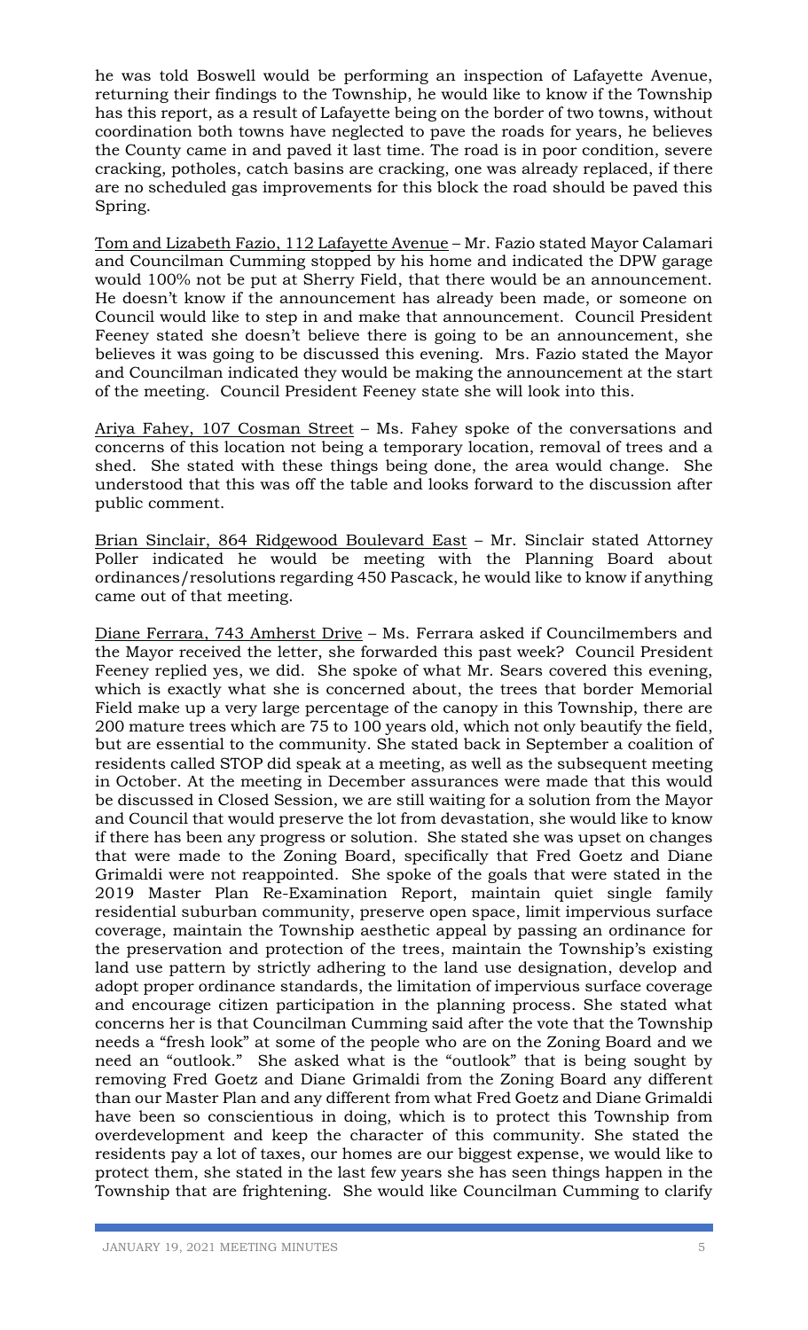he was told Boswell would be performing an inspection of Lafayette Avenue, returning their findings to the Township, he would like to know if the Township has this report, as a result of Lafayette being on the border of two towns, without coordination both towns have neglected to pave the roads for years, he believes the County came in and paved it last time. The road is in poor condition, severe cracking, potholes, catch basins are cracking, one was already replaced, if there are no scheduled gas improvements for this block the road should be paved this Spring.

Tom and Lizabeth Fazio, 112 Lafayette Avenue – Mr. Fazio stated Mayor Calamari and Councilman Cumming stopped by his home and indicated the DPW garage would 100% not be put at Sherry Field, that there would be an announcement. He doesn't know if the announcement has already been made, or someone on Council would like to step in and make that announcement. Council President Feeney stated she doesn't believe there is going to be an announcement, she believes it was going to be discussed this evening. Mrs. Fazio stated the Mayor and Councilman indicated they would be making the announcement at the start of the meeting. Council President Feeney state she will look into this.

Ariya Fahey, 107 Cosman Street – Ms. Fahey spoke of the conversations and concerns of this location not being a temporary location, removal of trees and a shed. She stated with these things being done, the area would change. She understood that this was off the table and looks forward to the discussion after public comment.

Brian Sinclair, 864 Ridgewood Boulevard East – Mr. Sinclair stated Attorney Poller indicated he would be meeting with the Planning Board about ordinances/resolutions regarding 450 Pascack, he would like to know if anything came out of that meeting.

Diane Ferrara, 743 Amherst Drive – Ms. Ferrara asked if Councilmembers and the Mayor received the letter, she forwarded this past week? Council President Feeney replied yes, we did. She spoke of what Mr. Sears covered this evening, which is exactly what she is concerned about, the trees that border Memorial Field make up a very large percentage of the canopy in this Township, there are 200 mature trees which are 75 to 100 years old, which not only beautify the field, but are essential to the community. She stated back in September a coalition of residents called STOP did speak at a meeting, as well as the subsequent meeting in October. At the meeting in December assurances were made that this would be discussed in Closed Session, we are still waiting for a solution from the Mayor and Council that would preserve the lot from devastation, she would like to know if there has been any progress or solution. She stated she was upset on changes that were made to the Zoning Board, specifically that Fred Goetz and Diane Grimaldi were not reappointed. She spoke of the goals that were stated in the 2019 Master Plan Re-Examination Report, maintain quiet single family residential suburban community, preserve open space, limit impervious surface coverage, maintain the Township aesthetic appeal by passing an ordinance for the preservation and protection of the trees, maintain the Township's existing land use pattern by strictly adhering to the land use designation, develop and adopt proper ordinance standards, the limitation of impervious surface coverage and encourage citizen participation in the planning process. She stated what concerns her is that Councilman Cumming said after the vote that the Township needs a "fresh look" at some of the people who are on the Zoning Board and we need an "outlook." She asked what is the "outlook" that is being sought by removing Fred Goetz and Diane Grimaldi from the Zoning Board any different than our Master Plan and any different from what Fred Goetz and Diane Grimaldi have been so conscientious in doing, which is to protect this Township from overdevelopment and keep the character of this community. She stated the residents pay a lot of taxes, our homes are our biggest expense, we would like to protect them, she stated in the last few years she has seen things happen in the Township that are frightening. She would like Councilman Cumming to clarify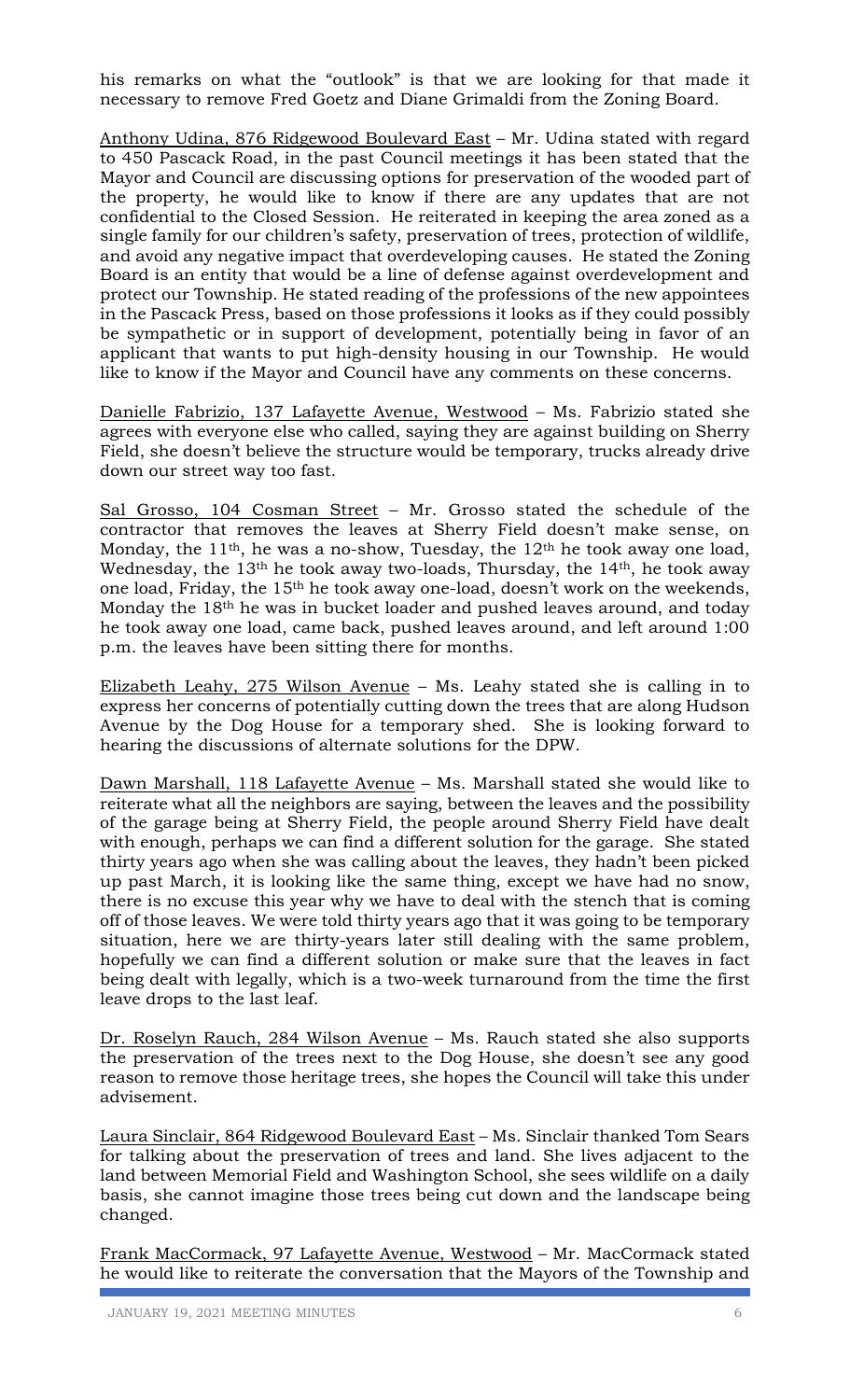his remarks on what the "outlook" is that we are looking for that made it necessary to remove Fred Goetz and Diane Grimaldi from the Zoning Board.

Anthony Udina, 876 Ridgewood Boulevard East – Mr. Udina stated with regard to 450 Pascack Road, in the past Council meetings it has been stated that the Mayor and Council are discussing options for preservation of the wooded part of the property, he would like to know if there are any updates that are not confidential to the Closed Session. He reiterated in keeping the area zoned as a single family for our children's safety, preservation of trees, protection of wildlife, and avoid any negative impact that overdeveloping causes. He stated the Zoning Board is an entity that would be a line of defense against overdevelopment and protect our Township. He stated reading of the professions of the new appointees in the Pascack Press, based on those professions it looks as if they could possibly be sympathetic or in support of development, potentially being in favor of an applicant that wants to put high-density housing in our Township. He would like to know if the Mayor and Council have any comments on these concerns.

Danielle Fabrizio, 137 Lafayette Avenue, Westwood – Ms. Fabrizio stated she agrees with everyone else who called, saying they are against building on Sherry Field, she doesn't believe the structure would be temporary, trucks already drive down our street way too fast.

Sal Grosso, 104 Cosman Street – Mr. Grosso stated the schedule of the contractor that removes the leaves at Sherry Field doesn't make sense, on Monday, the 11th, he was a no-show, Tuesday, the 12th he took away one load, Wednesday, the 13th he took away two-loads, Thursday, the 14th, he took away one load, Friday, the 15th he took away one-load, doesn't work on the weekends, Monday the 18th he was in bucket loader and pushed leaves around, and today he took away one load, came back, pushed leaves around, and left around 1:00 p.m. the leaves have been sitting there for months.

Elizabeth Leahy, 275 Wilson Avenue – Ms. Leahy stated she is calling in to express her concerns of potentially cutting down the trees that are along Hudson Avenue by the Dog House for a temporary shed. She is looking forward to hearing the discussions of alternate solutions for the DPW.

Dawn Marshall, 118 Lafayette Avenue – Ms. Marshall stated she would like to reiterate what all the neighbors are saying, between the leaves and the possibility of the garage being at Sherry Field, the people around Sherry Field have dealt with enough, perhaps we can find a different solution for the garage. She stated thirty years ago when she was calling about the leaves, they hadn't been picked up past March, it is looking like the same thing, except we have had no snow, there is no excuse this year why we have to deal with the stench that is coming off of those leaves. We were told thirty years ago that it was going to be temporary situation, here we are thirty-years later still dealing with the same problem, hopefully we can find a different solution or make sure that the leaves in fact being dealt with legally, which is a two-week turnaround from the time the first leave drops to the last leaf.

Dr. Roselyn Rauch, 284 Wilson Avenue – Ms. Rauch stated she also supports the preservation of the trees next to the Dog House, she doesn't see any good reason to remove those heritage trees, she hopes the Council will take this under advisement.

Laura Sinclair, 864 Ridgewood Boulevard East – Ms. Sinclair thanked Tom Sears for talking about the preservation of trees and land. She lives adjacent to the land between Memorial Field and Washington School, she sees wildlife on a daily basis, she cannot imagine those trees being cut down and the landscape being changed.

Frank MacCormack, 97 Lafayette Avenue, Westwood – Mr. MacCormack stated he would like to reiterate the conversation that the Mayors of the Township and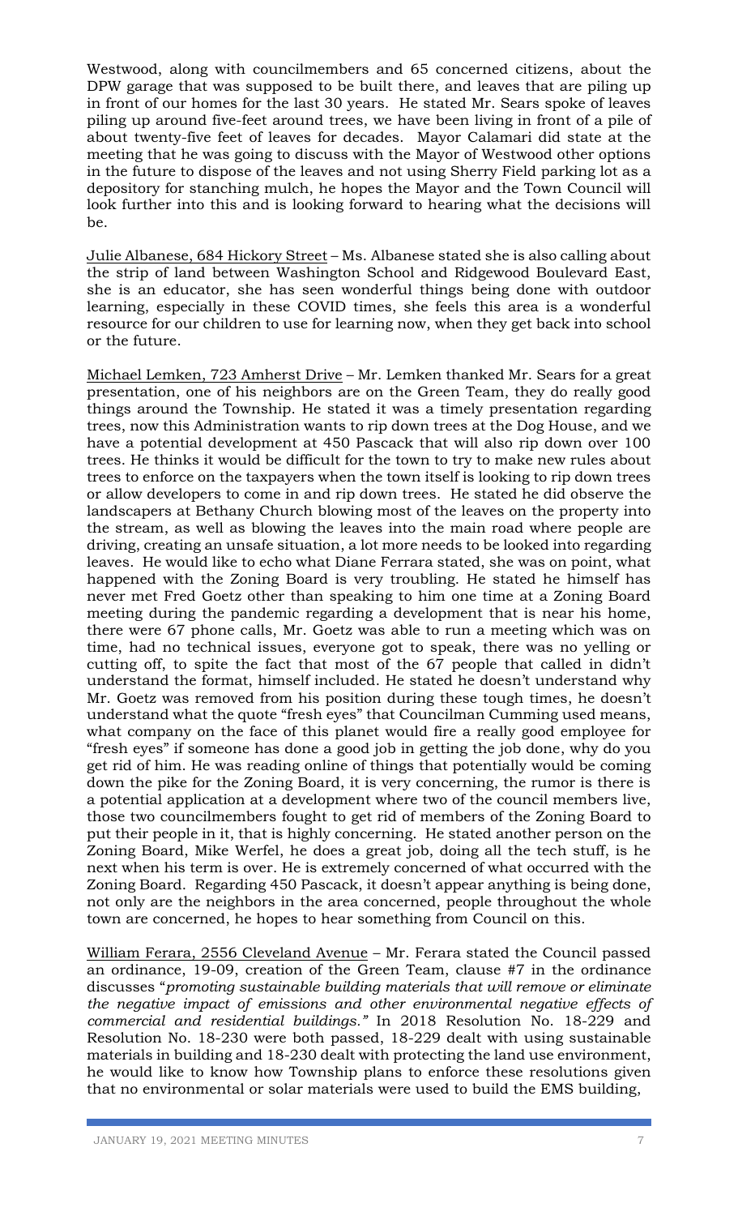Westwood, along with councilmembers and 65 concerned citizens, about the DPW garage that was supposed to be built there, and leaves that are piling up in front of our homes for the last 30 years. He stated Mr. Sears spoke of leaves piling up around five-feet around trees, we have been living in front of a pile of about twenty-five feet of leaves for decades. Mayor Calamari did state at the meeting that he was going to discuss with the Mayor of Westwood other options in the future to dispose of the leaves and not using Sherry Field parking lot as a depository for stanching mulch, he hopes the Mayor and the Town Council will look further into this and is looking forward to hearing what the decisions will be.

<u>Julie Albanese, 684 Hickory Street</u> – Ms. Albanese stated she is also calling about the strip of land between Washington School and Ridgewood Boulevard East, she is an educator, she has seen wonderful things being done with outdoor learning, especially in these COVID times, she feels this area is a wonderful resource for our children to use for learning now, when they get back into school or the future.

<u>Michael Lemken, 723 Amherst Drive</u> – Mr. Lemken thanked Mr. Sears for a great presentation, one of his neighbors are on the Green Team, they do really good things around the Township. He stated it was a timely presentation regarding trees, now this Administration wants to rip down trees at the Dog House, and we have a potential development at 450 Pascack that will also rip down over 100 trees. He thinks it would be difficult for the town to try to make new rules about trees to enforce on the taxpayers when the town itself is looking to rip down trees or allow developers to come in and rip down trees. He stated he did observe the landscapers at Bethany Church blowing most of the leaves on the property into the stream, as well as blowing the leaves into the main road where people are driving, creating an unsafe situation, a lot more needs to be looked into regarding leaves. He would like to echo what Diane Ferrara stated, she was on point, what happened with the Zoning Board is very troubling. He stated he himself has never met Fred Goetz other than speaking to him one time at a Zoning Board meeting during the pandemic regarding a development that is near his home, there were 67 phone calls, Mr. Goetz was able to run a meeting which was on time, had no technical issues, everyone got to speak, there was no yelling or cutting off, to spite the fact that most of the 67 people that called in didn't understand the format, himself included. He stated he doesn't understand why Mr. Goetz was removed from his position during these tough times, he doesn't understand what the quote "fresh eyes" that Councilman Cumming used means, what company on the face of this planet would fire a really good employee for "fresh eyes" if someone has done a good job in getting the job done, why do you get rid of him. He was reading online of things that potentially would be coming down the pike for the Zoning Board, it is very concerning, the rumor is there is a potential application at a development where two of the council members live, those two councilmembers fought to get rid of members of the Zoning Board to put their people in it, that is highly concerning. He stated another person on the Zoning Board, Mike Werfel, he does a great job, doing all the tech stuff, is he next when his term is over. He is extremely concerned of what occurred with the Zoning Board. Regarding 450 Pascack, it doesn't appear anything is being done, not only are the neighbors in the area concerned, people throughout the whole town are concerned, he hopes to hear something from Council on this.

<u>William Ferara, 2556 Cleveland Avenue</u> – Mr. Ferara stated the Council passed an ordinance, 19-09, creation of the Green Team, clause #7 in the ordinance discusses "*promoting sustainable building materials that will remove or eliminate the negative impact of emissions and other environmental negative effects of commercial and residential buildings.*" In 2018 Resolution No. 18-229 and Resolution No. 18-230 were both passed, 18-229 dealt with using sustainable materials in building and 18-230 dealt with protecting the land use environment, he would like to know how Township plans to enforce these resolutions given that no environmental or solar materials were used to build the EMS building,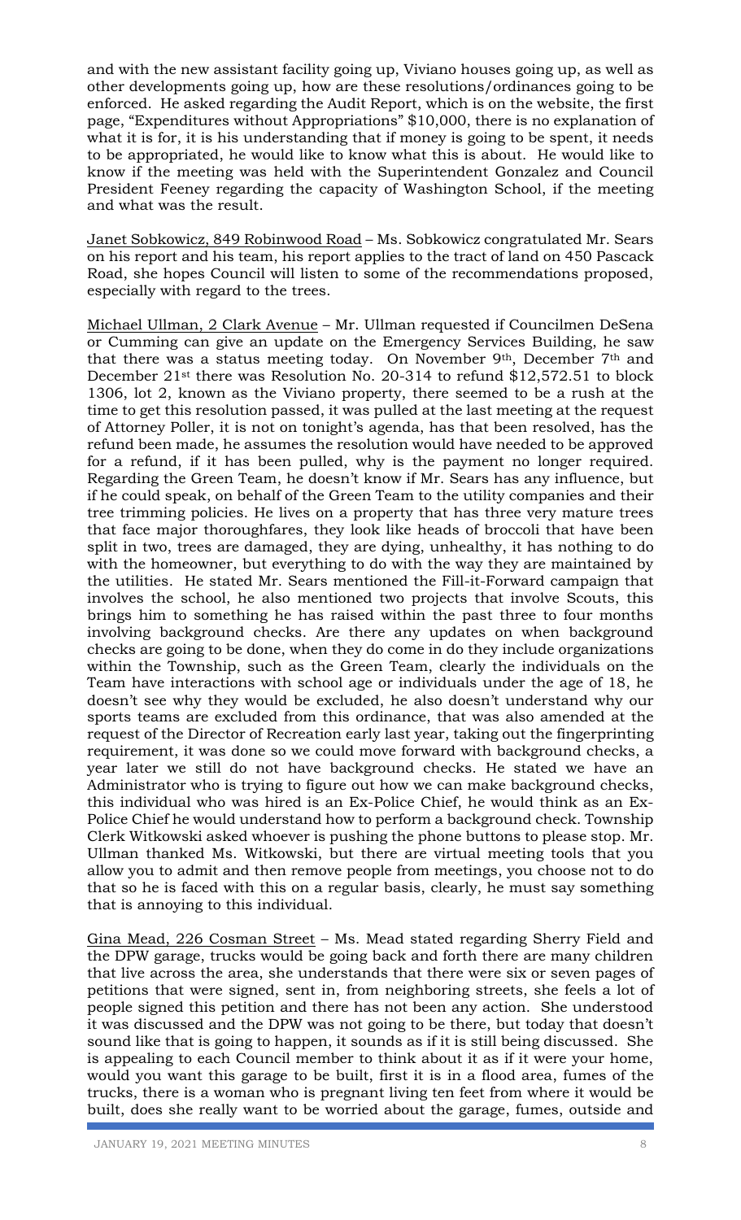and with the new assistant facility going up, Viviano houses going up, as well as other developments going up, how are these resolutions/ordinances going to be enforced. He asked regarding the Audit Report, which is on the website, the first page, "Expenditures without Appropriations" $10,000, there is no explanation of what it is for, it is his understanding that if money is going to be spent, it needs to be appropriated, he would like to know what this is about. He would like to know if the meeting was held with the Superintendent Gonzalez and Council President Feeney regarding the capacity of Washington School, if the meeting and what was the result.

Janet Sobkowicz, 849 Robinwood Road – Ms. Sobkowicz congratulated Mr. Sears on his report and his team, his report applies to the tract of land on 450 Pascack Road, she hopes Council will listen to some of the recommendations proposed, especially with regard to the trees.

Michael Ullman, 2 Clark Avenue – Mr. Ullman requested if Councilmen DeSena or Cumming can give an update on the Emergency Services Building, he saw that there was a status meeting today. On November 9th, December 7th and December 21st there was Resolution No. 20-314 to refund $12,572.51 to block 1306, lot 2, known as the Viviano property, there seemed to be a rush at the time to get this resolution passed, it was pulled at the last meeting at the request of Attorney Poller, it is not on tonight's agenda, has that been resolved, has the refund been made, he assumes the resolution would have needed to be approved for a refund, if it has been pulled, why is the payment no longer required. Regarding the Green Team, he doesn't know if Mr. Sears has any influence, but if he could speak, on behalf of the Green Team to the utility companies and their tree trimming policies. He lives on a property that has three very mature trees that face major thoroughfares, they look like heads of broccoli that have been split in two, trees are damaged, they are dying, unhealthy, it has nothing to do with the homeowner, but everything to do with the way they are maintained by the utilities. He stated Mr. Sears mentioned the Fill-it-Forward campaign that involves the school, he also mentioned two projects that involve Scouts, this brings him to something he has raised within the past three to four months involving background checks. Are there any updates on when background checks are going to be done, when they do come in do they include organizations within the Township, such as the Green Team, clearly the individuals on the Team have interactions with school age or individuals under the age of 18, he doesn't see why they would be excluded, he also doesn't understand why our sports teams are excluded from this ordinance, that was also amended at the request of the Director of Recreation early last year, taking out the fingerprinting requirement, it was done so we could move forward with background checks, a year later we still do not have background checks. He stated we have an Administrator who is trying to figure out how we can make background checks, this individual who was hired is an Ex-Police Chief, he would think as an Ex-Police Chief he would understand how to perform a background check. Township Clerk Witkowski asked whoever is pushing the phone buttons to please stop. Mr. Ullman thanked Ms. Witkowski, but there are virtual meeting tools that you allow you to admit and then remove people from meetings, you choose not to do that so he is faced with this on a regular basis, clearly, he must say something that is annoying to this individual.

Gina Mead, 226 Cosman Street – Ms. Mead stated regarding Sherry Field and the DPW garage, trucks would be going back and forth there are many children that live across the area, she understands that there were six or seven pages of petitions that were signed, sent in, from neighboring streets, she feels a lot of people signed this petition and there has not been any action. She understood it was discussed and the DPW was not going to be there, but today that doesn't sound like that is going to happen, it sounds as if it is still being discussed. She is appealing to each Council member to think about it as if it were your home, would you want this garage to be built, first it is in a flood area, fumes of the trucks, there is a woman who is pregnant living ten feet from where it would be built, does she really want to be worried about the garage, fumes, outside and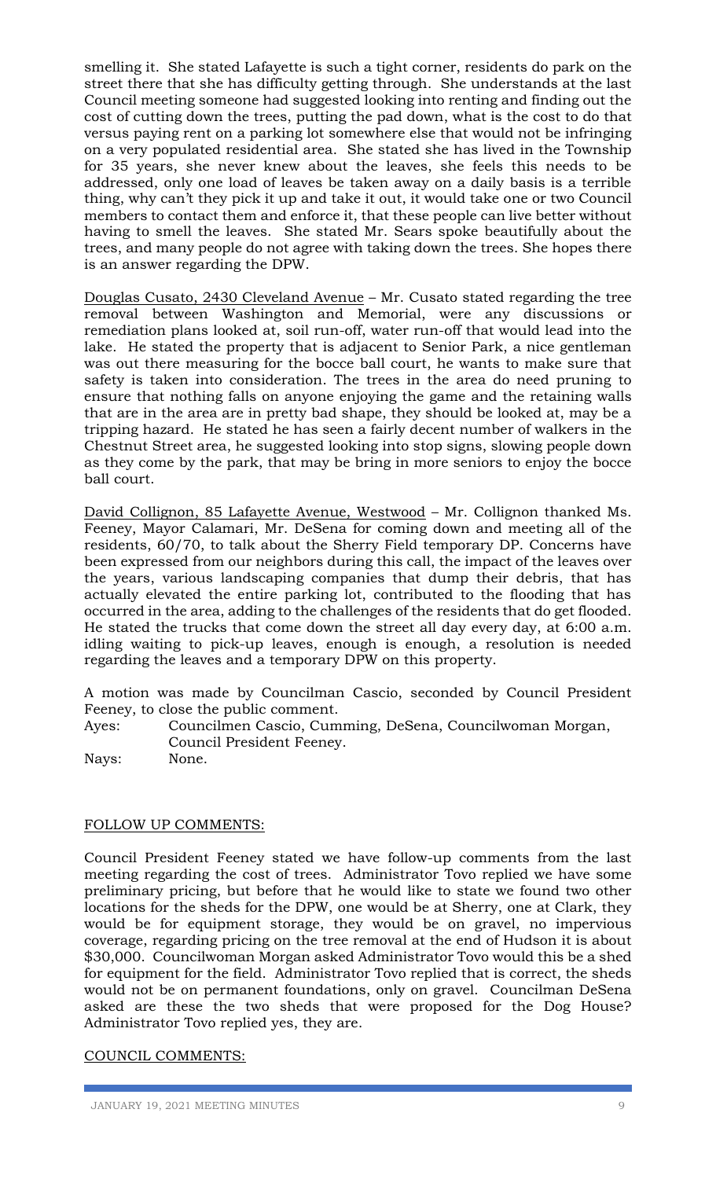smelling it. She stated Lafayette is such a tight corner, residents do park on the street there that she has difficulty getting through. She understands at the last Council meeting someone had suggested looking into renting and finding out the cost of cutting down the trees, putting the pad down, what is the cost to do that versus paying rent on a parking lot somewhere else that would not be infringing on a very populated residential area. She stated she has lived in the Township for 35 years, she never knew about the leaves, she feels this needs to be addressed, only one load of leaves be taken away on a daily basis is a terrible thing, why can't they pick it up and take it out, it would take one or two Council members to contact them and enforce it, that these people can live better without having to smell the leaves. She stated Mr. Sears spoke beautifully about the trees, and many people do not agree with taking down the trees. She hopes there is an answer regarding the DPW.

Douglas Cusato, 2430 Cleveland Avenue – Mr. Cusato stated regarding the tree removal between Washington and Memorial, were any discussions or remediation plans looked at, soil run-off, water run-off that would lead into the lake. He stated the property that is adjacent to Senior Park, a nice gentleman was out there measuring for the bocce ball court, he wants to make sure that safety is taken into consideration. The trees in the area do need pruning to ensure that nothing falls on anyone enjoying the game and the retaining walls that are in the area are in pretty bad shape, they should be looked at, may be a tripping hazard. He stated he has seen a fairly decent number of walkers in the Chestnut Street area, he suggested looking into stop signs, slowing people down as they come by the park, that may be bring in more seniors to enjoy the bocce ball court.

David Collignon, 85 Lafayette Avenue, Westwood – Mr. Collignon thanked Ms. Feeney, Mayor Calamari, Mr. DeSena for coming down and meeting all of the residents, 60/70, to talk about the Sherry Field temporary DP. Concerns have been expressed from our neighbors during this call, the impact of the leaves over the years, various landscaping companies that dump their debris, that has actually elevated the entire parking lot, contributed to the flooding that has occurred in the area, adding to the challenges of the residents that do get flooded. He stated the trucks that come down the street all day every day, at 6:00 a.m. idling waiting to pick-up leaves, enough is enough, a resolution is needed regarding the leaves and a temporary DPW on this property.

A motion was made by Councilman Cascio, seconded by Council President Feeney, to close the public comment.

Ayes: Councilmen Cascio, Cumming, DeSena, Councilwoman Morgan, Council President Feeney.

Nays: None.

## FOLLOW UP COMMENTS:

Council President Feeney stated we have follow-up comments from the last meeting regarding the cost of trees. Administrator Tovo replied we have some preliminary pricing, but before that he would like to state we found two other locations for the sheds for the DPW, one would be at Sherry, one at Clark, they would be for equipment storage, they would be on gravel, no impervious coverage, regarding pricing on the tree removal at the end of Hudson it is about $30,000. Councilwoman Morgan asked Administrator Tovo would this be a shed for equipment for the field. Administrator Tovo replied that is correct, the sheds would not be on permanent foundations, only on gravel. Councilman DeSena asked are these the two sheds that were proposed for the Dog House? Administrator Tovo replied yes, they are.

## COUNCIL COMMENTS: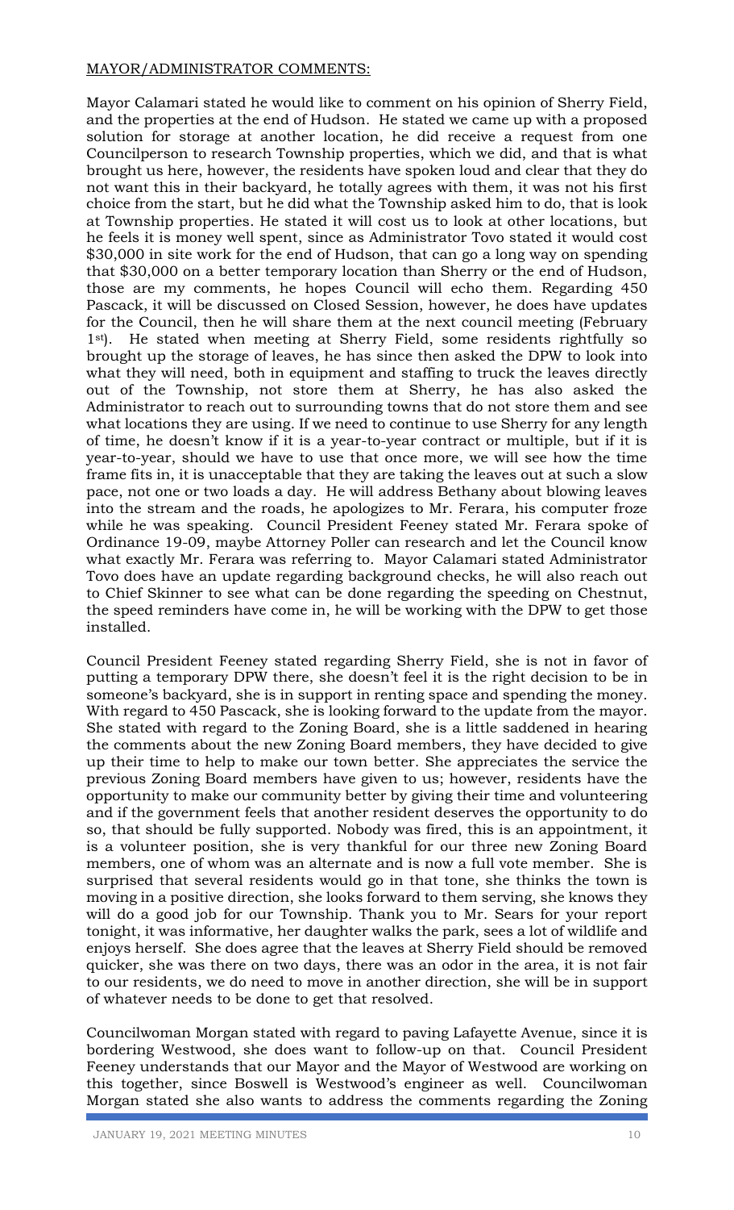MAYOR/ADMINISTRATOR COMMENTS:

Mayor Calamari stated he would like to comment on his opinion of Sherry Field, and the properties at the end of Hudson. He stated we came up with a proposed solution for storage at another location, he did receive a request from one Councilperson to research Township properties, which we did, and that is what brought us here, however, the residents have spoken loud and clear that they do not want this in their backyard, he totally agrees with them, it was not his first choice from the start, but he did what the Township asked him to do, that is look at Township properties. He stated it will cost us to look at other locations, but he feels it is money well spent, since as Administrator Tovo stated it would cost $30,000 in site work for the end of Hudson, that can go a long way on spending that $30,000 on a better temporary location than Sherry or the end of Hudson, those are my comments, he hopes Council will echo them. Regarding 450 Pascack, it will be discussed on Closed Session, however, he does have updates for the Council, then he will share them at the next council meeting (February 1st). He stated when meeting at Sherry Field, some residents rightfully so brought up the storage of leaves, he has since then asked the DPW to look into what they will need, both in equipment and staffing to truck the leaves directly out of the Township, not store them at Sherry, he has also asked the Administrator to reach out to surrounding towns that do not store them and see what locations they are using. If we need to continue to use Sherry for any length of time, he doesn't know if it is a year-to-year contract or multiple, but if it is year-to-year, should we have to use that once more, we will see how the time frame fits in, it is unacceptable that they are taking the leaves out at such a slow pace, not one or two loads a day. He will address Bethany about blowing leaves into the stream and the roads, he apologizes to Mr. Ferara, his computer froze while he was speaking. Council President Feeney stated Mr. Ferara spoke of Ordinance 19-09, maybe Attorney Poller can research and let the Council know what exactly Mr. Ferara was referring to. Mayor Calamari stated Administrator Tovo does have an update regarding background checks, he will also reach out to Chief Skinner to see what can be done regarding the speeding on Chestnut, the speed reminders have come in, he will be working with the DPW to get those installed.

Council President Feeney stated regarding Sherry Field, she is not in favor of putting a temporary DPW there, she doesn't feel it is the right decision to be in someone's backyard, she is in support in renting space and spending the money. With regard to 450 Pascack, she is looking forward to the update from the mayor. She stated with regard to the Zoning Board, she is a little saddened in hearing the comments about the new Zoning Board members, they have decided to give up their time to help to make our town better. She appreciates the service the previous Zoning Board members have given to us; however, residents have the opportunity to make our community better by giving their time and volunteering and if the government feels that another resident deserves the opportunity to do so, that should be fully supported. Nobody was fired, this is an appointment, it is a volunteer position, she is very thankful for our three new Zoning Board members, one of whom was an alternate and is now a full vote member. She is surprised that several residents would go in that tone, she thinks the town is moving in a positive direction, she looks forward to them serving, she knows they will do a good job for our Township. Thank you to Mr. Sears for your report tonight, it was informative, her daughter walks the park, sees a lot of wildlife and enjoys herself. She does agree that the leaves at Sherry Field should be removed quicker, she was there on two days, there was an odor in the area, it is not fair to our residents, we do need to move in another direction, she will be in support of whatever needs to be done to get that resolved.

Councilwoman Morgan stated with regard to paving Lafayette Avenue, since it is bordering Westwood, she does want to follow-up on that. Council President Feeney understands that our Mayor and the Mayor of Westwood are working on this together, since Boswell is Westwood's engineer as well. Councilwoman Morgan stated she also wants to address the comments regarding the Zoning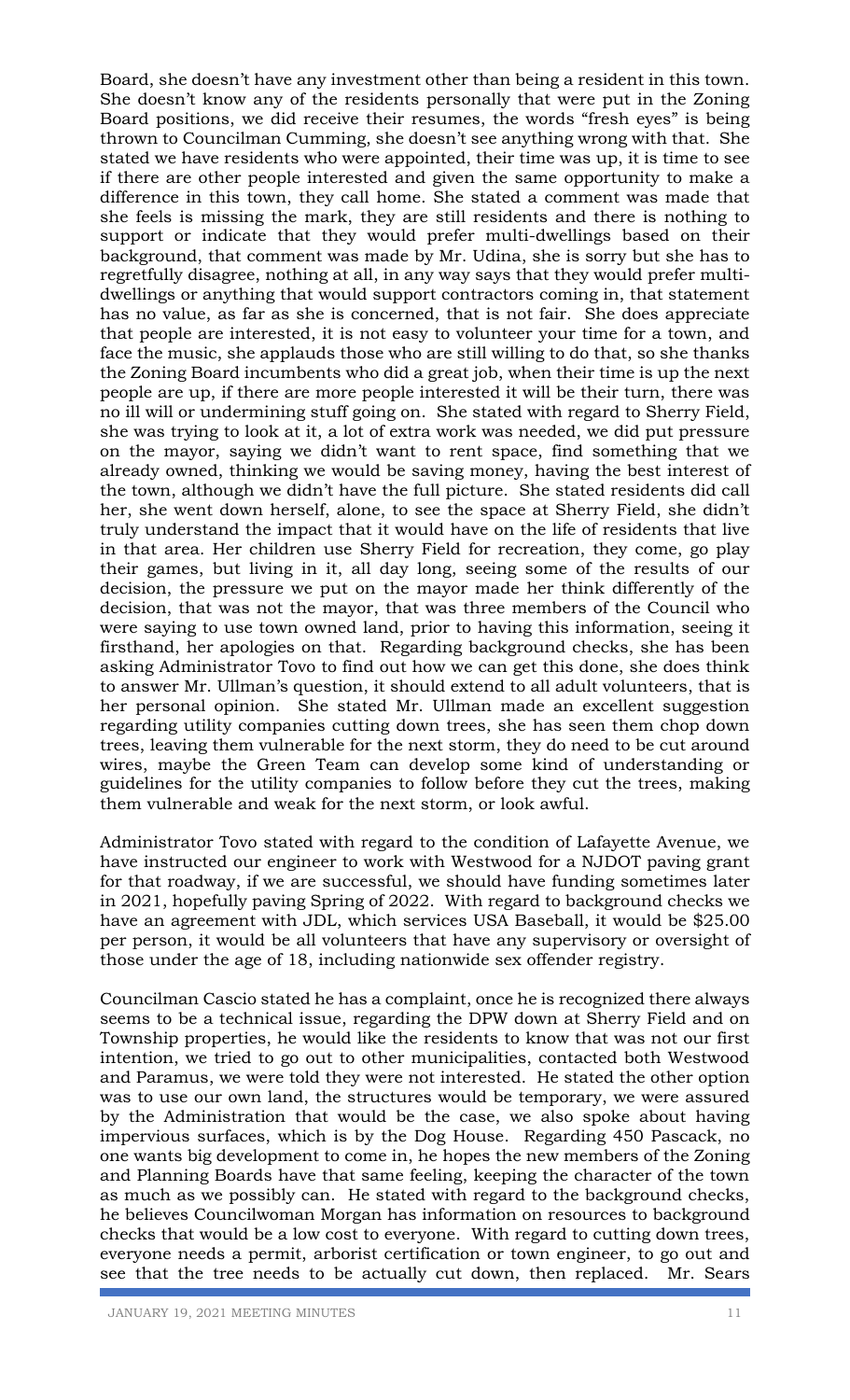Board, she doesn't have any investment other than being a resident in this town. She doesn't know any of the residents personally that were put in the Zoning Board positions, we did receive their resumes, the words "fresh eyes" is being thrown to Councilman Cumming, she doesn't see anything wrong with that. She stated we have residents who were appointed, their time was up, it is time to see if there are other people interested and given the same opportunity to make a difference in this town, they call home. She stated a comment was made that she feels is missing the mark, they are still residents and there is nothing to support or indicate that they would prefer multi-dwellings based on their background, that comment was made by Mr. Udina, she is sorry but she has to regretfully disagree, nothing at all, in any way says that they would prefer multi-dwellings or anything that would support contractors coming in, that statement has no value, as far as she is concerned, that is not fair. She does appreciate that people are interested, it is not easy to volunteer your time for a town, and face the music, she applauds those who are still willing to do that, so she thanks the Zoning Board incumbents who did a great job, when their time is up the next people are up, if there are more people interested it will be their turn, there was no ill will or undermining stuff going on. She stated with regard to Sherry Field, she was trying to look at it, a lot of extra work was needed, we did put pressure on the mayor, saying we didn't want to rent space, find something that we already owned, thinking we would be saving money, having the best interest of the town, although we didn't have the full picture. She stated residents did call her, she went down herself, alone, to see the space at Sherry Field, she didn't truly understand the impact that it would have on the life of residents that live in that area. Her children use Sherry Field for recreation, they come, go play their games, but living in it, all day long, seeing some of the results of our decision, the pressure we put on the mayor made her think differently of the decision, that was not the mayor, that was three members of the Council who were saying to use town owned land, prior to having this information, seeing it firsthand, her apologies on that. Regarding background checks, she has been asking Administrator Tovo to find out how we can get this done, she does think to answer Mr. Ullman's question, it should extend to all adult volunteers, that is her personal opinion. She stated Mr. Ullman made an excellent suggestion regarding utility companies cutting down trees, she has seen them chop down trees, leaving them vulnerable for the next storm, they do need to be cut around wires, maybe the Green Team can develop some kind of understanding or guidelines for the utility companies to follow before they cut the trees, making them vulnerable and weak for the next storm, or look awful.

Administrator Tovo stated with regard to the condition of Lafayette Avenue, we have instructed our engineer to work with Westwood for a NJDOT paving grant for that roadway, if we are successful, we should have funding sometimes later in 2021, hopefully paving Spring of 2022. With regard to background checks we have an agreement with JDL, which services USA Baseball, it would be $25.00 per person, it would be all volunteers that have any supervisory or oversight of those under the age of 18, including nationwide sex offender registry.

Councilman Cascio stated he has a complaint, once he is recognized there always seems to be a technical issue, regarding the DPW down at Sherry Field and on Township properties, he would like the residents to know that was not our first intention, we tried to go out to other municipalities, contacted both Westwood and Paramus, we were told they were not interested. He stated the other option was to use our own land, the structures would be temporary, we were assured by the Administration that would be the case, we also spoke about having impervious surfaces, which is by the Dog House. Regarding 450 Pascack, no one wants big development to come in, he hopes the new members of the Zoning and Planning Boards have that same feeling, keeping the character of the town as much as we possibly can. He stated with regard to the background checks, he believes Councilwoman Morgan has information on resources to background checks that would be a low cost to everyone. With regard to cutting down trees, everyone needs a permit, arborist certification or town engineer, to go out and see that the tree needs to be actually cut down, then replaced. Mr. Sears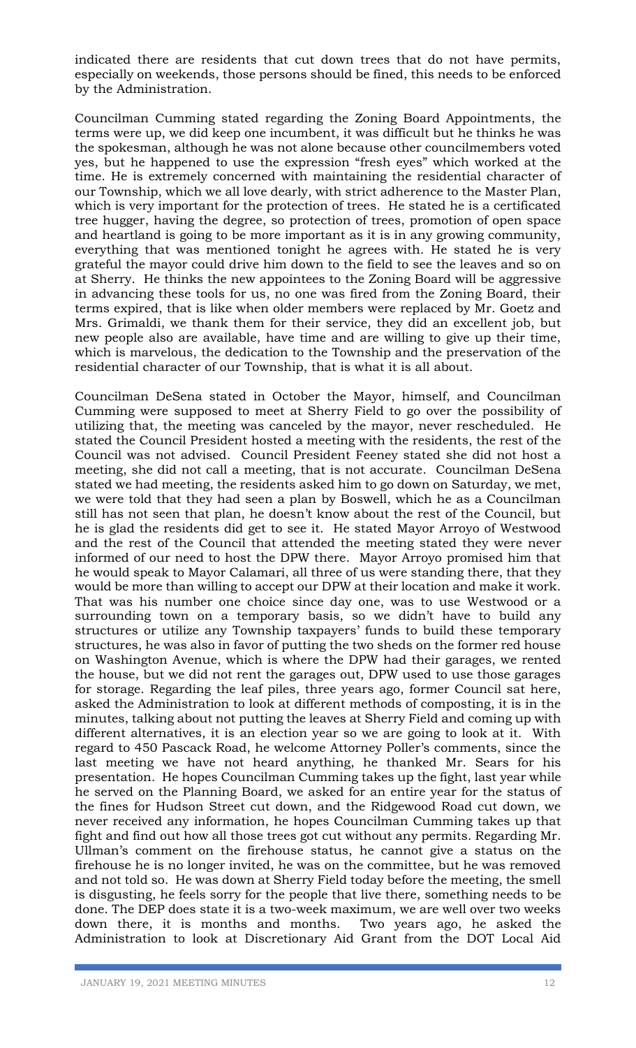indicated there are residents that cut down trees that do not have permits, especially on weekends, those persons should be fined, this needs to be enforced by the Administration.

Councilman Cumming stated regarding the Zoning Board Appointments, the terms were up, we did keep one incumbent, it was difficult but he thinks he was the spokesman, although he was not alone because other councilmembers voted yes, but he happened to use the expression "fresh eyes" which worked at the time. He is extremely concerned with maintaining the residential character of our Township, which we all love dearly, with strict adherence to the Master Plan, which is very important for the protection of trees. He stated he is a certificated tree hugger, having the degree, so protection of trees, promotion of open space and heartland is going to be more important as it is in any growing community, everything that was mentioned tonight he agrees with. He stated he is very grateful the mayor could drive him down to the field to see the leaves and so on at Sherry. He thinks the new appointees to the Zoning Board will be aggressive in advancing these tools for us, no one was fired from the Zoning Board, their terms expired, that is like when older members were replaced by Mr. Goetz and Mrs. Grimaldi, we thank them for their service, they did an excellent job, but new people also are available, have time and are willing to give up their time, which is marvelous, the dedication to the Township and the preservation of the residential character of our Township, that is what it is all about.

Councilman DeSena stated in October the Mayor, himself, and Councilman Cumming were supposed to meet at Sherry Field to go over the possibility of utilizing that, the meeting was canceled by the mayor, never rescheduled. He stated the Council President hosted a meeting with the residents, the rest of the Council was not advised. Council President Feeney stated she did not host a meeting, she did not call a meeting, that is not accurate. Councilman DeSena stated we had meeting, the residents asked him to go down on Saturday, we met, we were told that they had seen a plan by Boswell, which he as a Councilman still has not seen that plan, he doesn't know about the rest of the Council, but he is glad the residents did get to see it. He stated Mayor Arroyo of Westwood and the rest of the Council that attended the meeting stated they were never informed of our need to host the DPW there. Mayor Arroyo promised him that he would speak to Mayor Calamari, all three of us were standing there, that they would be more than willing to accept our DPW at their location and make it work. That was his number one choice since day one, was to use Westwood or a surrounding town on a temporary basis, so we didn't have to build any structures or utilize any Township taxpayers' funds to build these temporary structures, he was also in favor of putting the two sheds on the former red house on Washington Avenue, which is where the DPW had their garages, we rented the house, but we did not rent the garages out, DPW used to use those garages for storage. Regarding the leaf piles, three years ago, former Council sat here, asked the Administration to look at different methods of composting, it is in the minutes, talking about not putting the leaves at Sherry Field and coming up with different alternatives, it is an election year so we are going to look at it. With regard to 450 Pascack Road, he welcome Attorney Poller's comments, since the last meeting we have not heard anything, he thanked Mr. Sears for his presentation. He hopes Councilman Cumming takes up the fight, last year while he served on the Planning Board, we asked for an entire year for the status of the fines for Hudson Street cut down, and the Ridgewood Road cut down, we never received any information, he hopes Councilman Cumming takes up that fight and find out how all those trees got cut without any permits. Regarding Mr. Ullman's comment on the firehouse status, he cannot give a status on the firehouse he is no longer invited, he was on the committee, but he was removed and not told so. He was down at Sherry Field today before the meeting, the smell is disgusting, he feels sorry for the people that live there, something needs to be done. The DEP does state it is a two-week maximum, we are well over two weeks down there, it is months and months. Two years ago, he asked the Administration to look at Discretionary Aid Grant from the DOT Local Aid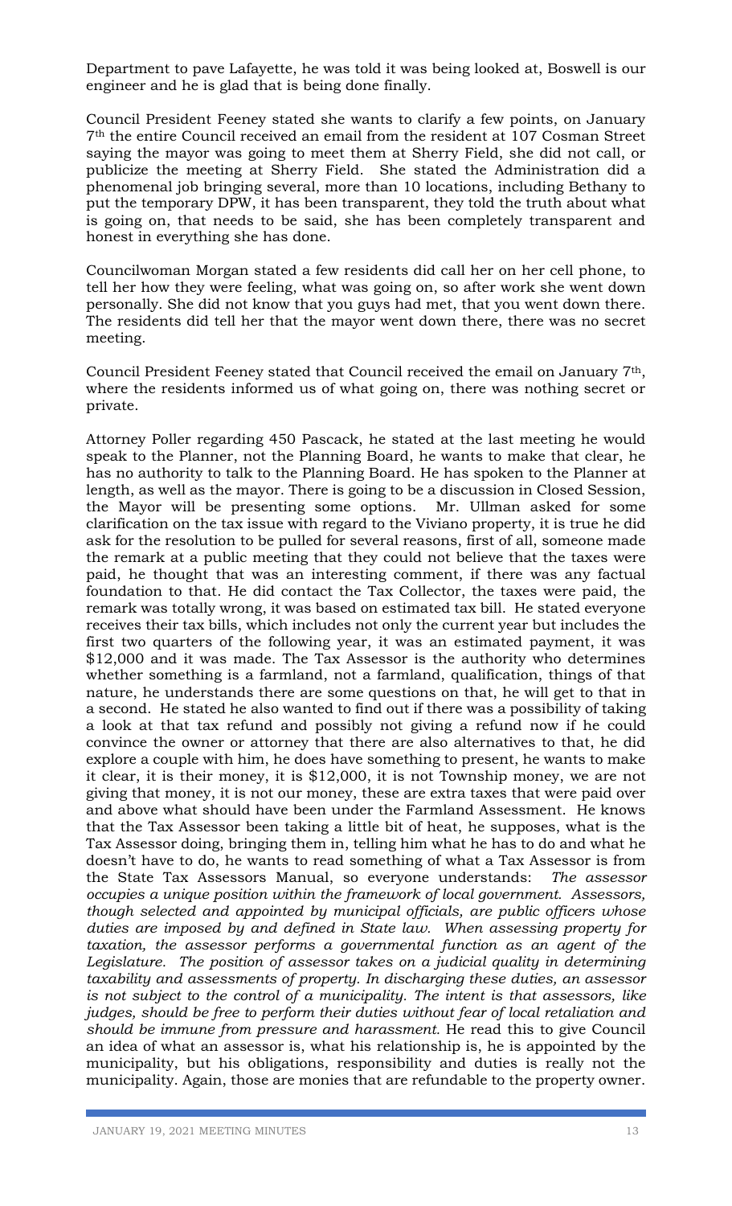Department to pave Lafayette, he was told it was being looked at, Boswell is our engineer and he is glad that is being done finally.

Council President Feeney stated she wants to clarify a few points, on January 7th the entire Council received an email from the resident at 107 Cosman Street saying the mayor was going to meet them at Sherry Field, she did not call, or publicize the meeting at Sherry Field. She stated the Administration did a phenomenal job bringing several, more than 10 locations, including Bethany to put the temporary DPW, it has been transparent, they told the truth about what is going on, that needs to be said, she has been completely transparent and honest in everything she has done.

Councilwoman Morgan stated a few residents did call her on her cell phone, to tell her how they were feeling, what was going on, so after work she went down personally. She did not know that you guys had met, that you went down there. The residents did tell her that the mayor went down there, there was no secret meeting.

Council President Feeney stated that Council received the email on January 7th, where the residents informed us of what going on, there was nothing secret or private.

Attorney Poller regarding 450 Pascack, he stated at the last meeting he would speak to the Planner, not the Planning Board, he wants to make that clear, he has no authority to talk to the Planning Board. He has spoken to the Planner at length, as well as the mayor. There is going to be a discussion in Closed Session, the Mayor will be presenting some options. Mr. Ullman asked for some clarification on the tax issue with regard to the Viviano property, it is true he did ask for the resolution to be pulled for several reasons, first of all, someone made the remark at a public meeting that they could not believe that the taxes were paid, he thought that was an interesting comment, if there was any factual foundation to that. He did contact the Tax Collector, the taxes were paid, the remark was totally wrong, it was based on estimated tax bill. He stated everyone receives their tax bills, which includes not only the current year but includes the first two quarters of the following year, it was an estimated payment, it was $12,000 and it was made. The Tax Assessor is the authority who determines whether something is a farmland, not a farmland, qualification, things of that nature, he understands there are some questions on that, he will get to that in a second. He stated he also wanted to find out if there was a possibility of taking a look at that tax refund and possibly not giving a refund now if he could convince the owner or attorney that there are also alternatives to that, he did explore a couple with him, he does have something to present, he wants to make it clear, it is their money, it is $12,000, it is not Township money, we are not giving that money, it is not our money, these are extra taxes that were paid over and above what should have been under the Farmland Assessment. He knows that the Tax Assessor been taking a little bit of heat, he supposes, what is the Tax Assessor doing, bringing them in, telling him what he has to do and what he doesn't have to do, he wants to read something of what a Tax Assessor is from the State Tax Assessors Manual, so everyone understands: *The assessor occupies a unique position within the framework of local government. Assessors, though selected and appointed by municipal officials, are public officers whose duties are imposed by and defined in State law. When assessing property for taxation, the assessor performs a governmental function as an agent of the Legislature. The position of assessor takes on a judicial quality in determining taxability and assessments of property. In discharging these duties, an assessor is not subject to the control of a municipality. The intent is that assessors, like judges, should be free to perform their duties without fear of local retaliation and should be immune from pressure and harassment.* He read this to give Council an idea of what an assessor is, what his relationship is, he is appointed by the municipality, but his obligations, responsibility and duties is really not the municipality. Again, those are monies that are refundable to the property owner.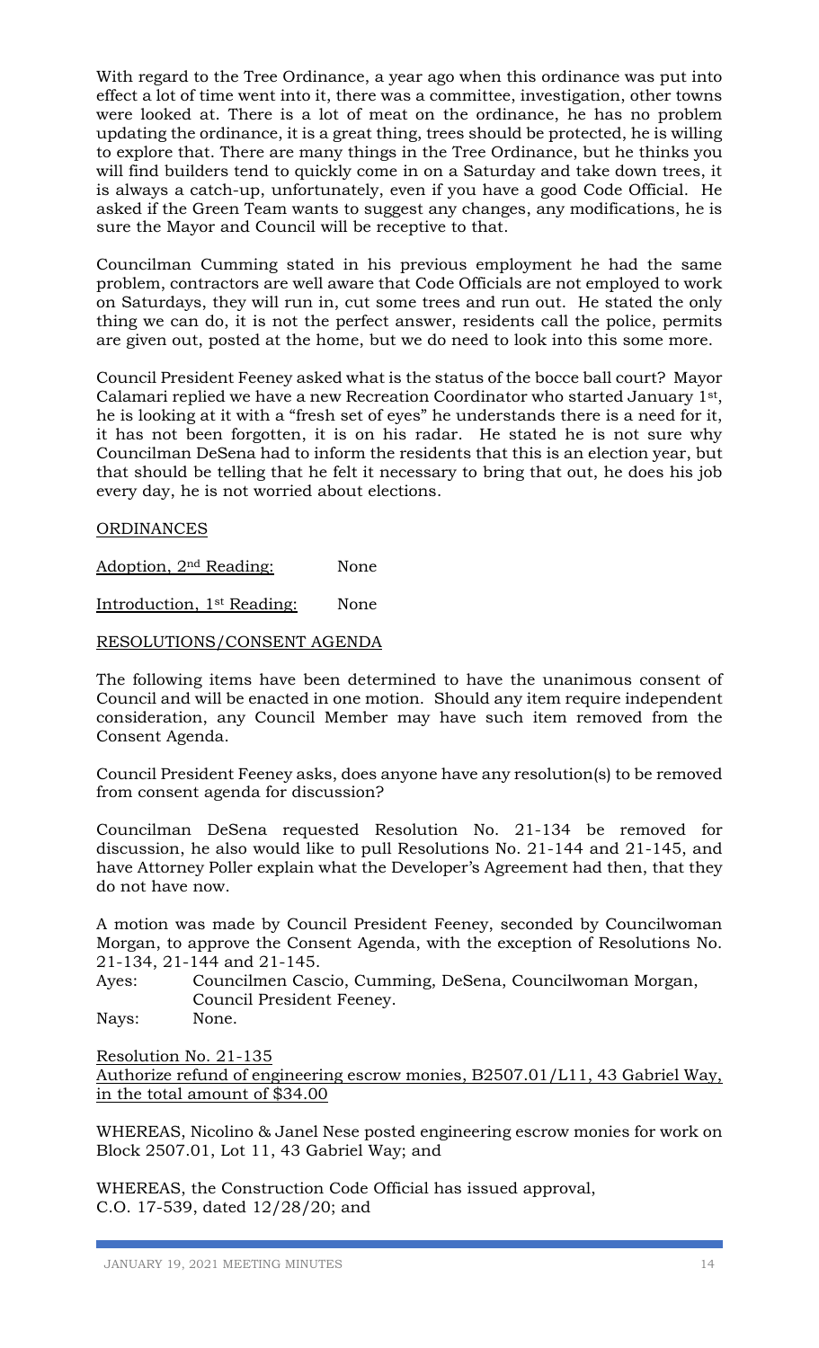With regard to the Tree Ordinance, a year ago when this ordinance was put into effect a lot of time went into it, there was a committee, investigation, other towns were looked at. There is a lot of meat on the ordinance, he has no problem updating the ordinance, it is a great thing, trees should be protected, he is willing to explore that. There are many things in the Tree Ordinance, but he thinks you will find builders tend to quickly come in on a Saturday and take down trees, it is always a catch-up, unfortunately, even if you have a good Code Official. He asked if the Green Team wants to suggest any changes, any modifications, he is sure the Mayor and Council will be receptive to that.

Councilman Cumming stated in his previous employment he had the same problem, contractors are well aware that Code Officials are not employed to work on Saturdays, they will run in, cut some trees and run out. He stated the only thing we can do, it is not the perfect answer, residents call the police, permits are given out, posted at the home, but we do need to look into this some more.

Council President Feeney asked what is the status of the bocce ball court? Mayor Calamari replied we have a new Recreation Coordinator who started January 1st, he is looking at it with a "fresh set of eyes" he understands there is a need for it, it has not been forgotten, it is on his radar. He stated he is not sure why Councilman DeSena had to inform the residents that this is an election year, but that should be telling that he felt it necessary to bring that out, he does his job every day, he is not worried about elections.

<u>ORDINANCES</u>

<u>Adoption, 2nd Reading:</u> None

<u>Introduction, 1st Reading:</u> None

<u>RESOLUTIONS/CONSENT AGENDA</u>

The following items have been determined to have the unanimous consent of Council and will be enacted in one motion. Should any item require independent consideration, any Council Member may have such item removed from the Consent Agenda.

Council President Feeney asks, does anyone have any resolution(s) to be removed from consent agenda for discussion?

Councilman DeSena requested Resolution No. 21-134 be removed for discussion, he also would like to pull Resolutions No. 21-144 and 21-145, and have Attorney Poller explain what the Developer's Agreement had then, that they do not have now.

A motion was made by Council President Feeney, seconded by Councilwoman Morgan, to approve the Consent Agenda, with the exception of Resolutions No. 21-134, 21-144 and 21-145.

Ayes: Councilmen Cascio, Cumming, DeSena, Councilwoman Morgan, Council President Feeney.

Nays: None.

<u>Resolution No. 21-135</u>
<u>Authorize refund of engineering escrow monies, B2507.01/L11, 43 Gabriel Way, in the total amount of $34.00</u>

WHEREAS, Nicolino & Janel Nese posted engineering escrow monies for work on Block 2507.01, Lot 11, 43 Gabriel Way; and

WHEREAS, the Construction Code Official has issued approval, C.O. 17-539, dated 12/28/20; and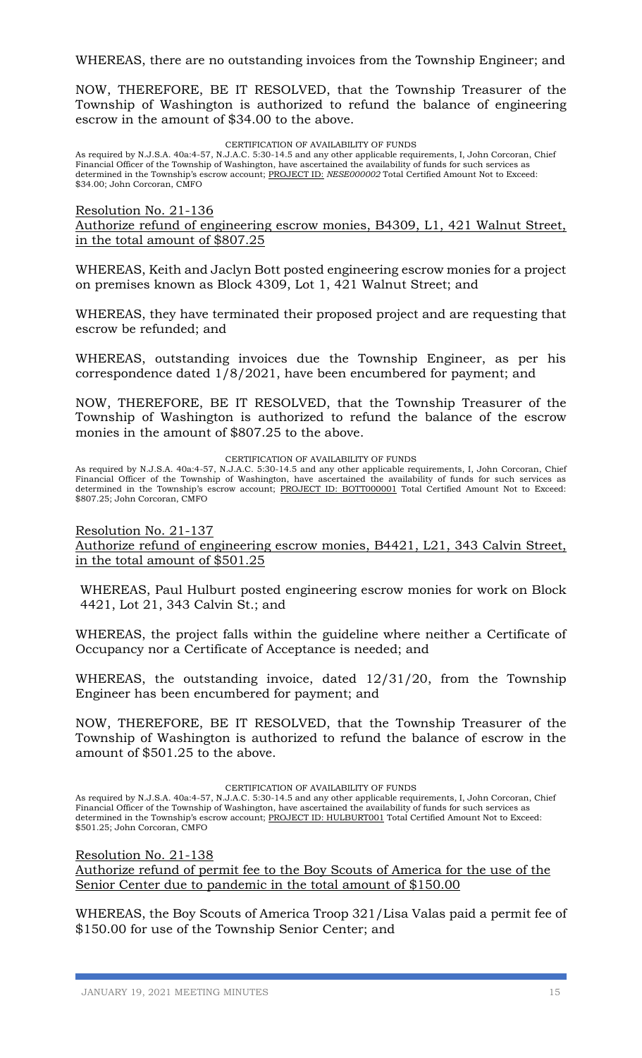WHEREAS, there are no outstanding invoices from the Township Engineer; and

NOW, THEREFORE, BE IT RESOLVED, that the Township Treasurer of the Township of Washington is authorized to refund the balance of engineering escrow in the amount of $34.00 to the above.

CERTIFICATION OF AVAILABILITY OF FUNDS

As required by N.J.S.A. 40a:4-57, N.J.A.C. 5:30-14.5 and any other applicable requirements, I, John Corcoran, Chief Financial Officer of the Township of Washington, have ascertained the availability of funds for such services as determined in the Township's escrow account; PROJECT ID: *NESE000002* Total Certified Amount Not to Exceed: $34.00; John Corcoran, CMFO

Resolution No. 21-136
Authorize refund of engineering escrow monies, B4309, L1, 421 Walnut Street, in the total amount of $807.25

WHEREAS, Keith and Jaclyn Bott posted engineering escrow monies for a project on premises known as Block 4309, Lot 1, 421 Walnut Street; and

WHEREAS, they have terminated their proposed project and are requesting that escrow be refunded; and

WHEREAS, outstanding invoices due the Township Engineer, as per his correspondence dated 1/8/2021, have been encumbered for payment; and

NOW, THEREFORE, BE IT RESOLVED, that the Township Treasurer of the Township of Washington is authorized to refund the balance of the escrow monies in the amount of $807.25 to the above.

CERTIFICATION OF AVAILABILITY OF FUNDS

As required by N.J.S.A. 40a:4-57, N.J.A.C. 5:30-14.5 and any other applicable requirements, I, John Corcoran, Chief Financial Officer of the Township of Washington, have ascertained the availability of funds for such services as determined in the Township's escrow account; PROJECT ID: BOTT000001 Total Certified Amount Not to Exceed: $807.25; John Corcoran, CMFO

Resolution No. 21-137
Authorize refund of engineering escrow monies, B4421, L21, 343 Calvin Street, in the total amount of $501.25

WHEREAS, Paul Hulburt posted engineering escrow monies for work on Block 4421, Lot 21, 343 Calvin St.; and

WHEREAS, the project falls within the guideline where neither a Certificate of Occupancy nor a Certificate of Acceptance is needed; and

WHEREAS, the outstanding invoice, dated 12/31/20, from the Township Engineer has been encumbered for payment; and

NOW, THEREFORE, BE IT RESOLVED, that the Township Treasurer of the Township of Washington is authorized to refund the balance of escrow in the amount of $501.25 to the above.

CERTIFICATION OF AVAILABILITY OF FUNDS

As required by N.J.S.A. 40a:4-57, N.J.A.C. 5:30-14.5 and any other applicable requirements, I, John Corcoran, Chief Financial Officer of the Township of Washington, have ascertained the availability of funds for such services as determined in the Township's escrow account; PROJECT ID: HULBURT001 Total Certified Amount Not to Exceed: $501.25; John Corcoran, CMFO

Resolution No. 21-138
Authorize refund of permit fee to the Boy Scouts of America for the use of the Senior Center due to pandemic in the total amount of $150.00

WHEREAS, the Boy Scouts of America Troop 321/Lisa Valas paid a permit fee of $150.00 for use of the Township Senior Center; and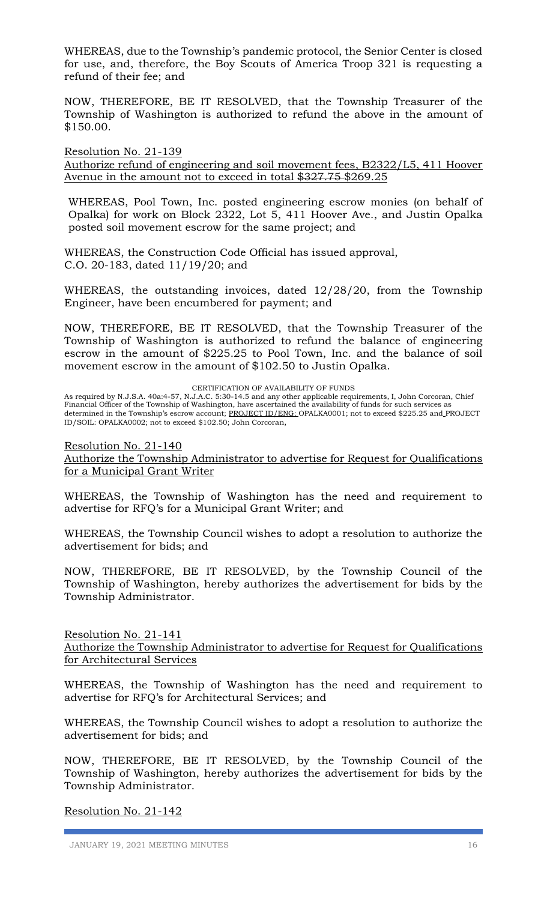WHEREAS, due to the Township's pandemic protocol, the Senior Center is closed for use, and, therefore, the Boy Scouts of America Troop 321 is requesting a refund of their fee; and

NOW, THEREFORE, BE IT RESOLVED, that the Township Treasurer of the Township of Washington is authorized to refund the above in the amount of $150.00.

Resolution No. 21-139
Authorize refund of engineering and soil movement fees, B2322/L5, 411 Hoover Avenue in the amount not to exceed in total ~~$327.75~~ $269.25

WHEREAS, Pool Town, Inc. posted engineering escrow monies (on behalf of Opalka) for work on Block 2322, Lot 5, 411 Hoover Ave., and Justin Opalka posted soil movement escrow for the same project; and

WHEREAS, the Construction Code Official has issued approval, C.O. 20-183, dated 11/19/20; and

WHEREAS, the outstanding invoices, dated 12/28/20, from the Township Engineer, have been encumbered for payment; and

NOW, THEREFORE, BE IT RESOLVED, that the Township Treasurer of the Township of Washington is authorized to refund the balance of engineering escrow in the amount of $225.25 to Pool Town, Inc. and the balance of soil movement escrow in the amount of $102.50 to Justin Opalka.

CERTIFICATION OF AVAILABILITY OF FUNDS

As required by N.J.S.A. 40a:4-57, N.J.A.C. 5:30-14.5 and any other applicable requirements, I, John Corcoran, Chief Financial Officer of the Township of Washington, have ascertained the availability of funds for such services as determined in the Township's escrow account; PROJECT ID/ENG: OPALKA0001; not to exceed $225.25 and PROJECT ID/SOIL: OPALKA0002; not to exceed $102.50; John Corcoran,

Resolution No. 21-140
Authorize the Township Administrator to advertise for Request for Qualifications for a Municipal Grant Writer

WHEREAS, the Township of Washington has the need and requirement to advertise for RFQ's for a Municipal Grant Writer; and

WHEREAS, the Township Council wishes to adopt a resolution to authorize the advertisement for bids; and

NOW, THEREFORE, BE IT RESOLVED, by the Township Council of the Township of Washington, hereby authorizes the advertisement for bids by the Township Administrator.

Resolution No. 21-141
Authorize the Township Administrator to advertise for Request for Qualifications for Architectural Services

WHEREAS, the Township of Washington has the need and requirement to advertise for RFQ's for Architectural Services; and

WHEREAS, the Township Council wishes to adopt a resolution to authorize the advertisement for bids; and

NOW, THEREFORE, BE IT RESOLVED, by the Township Council of the Township of Washington, hereby authorizes the advertisement for bids by the Township Administrator.

Resolution No. 21-142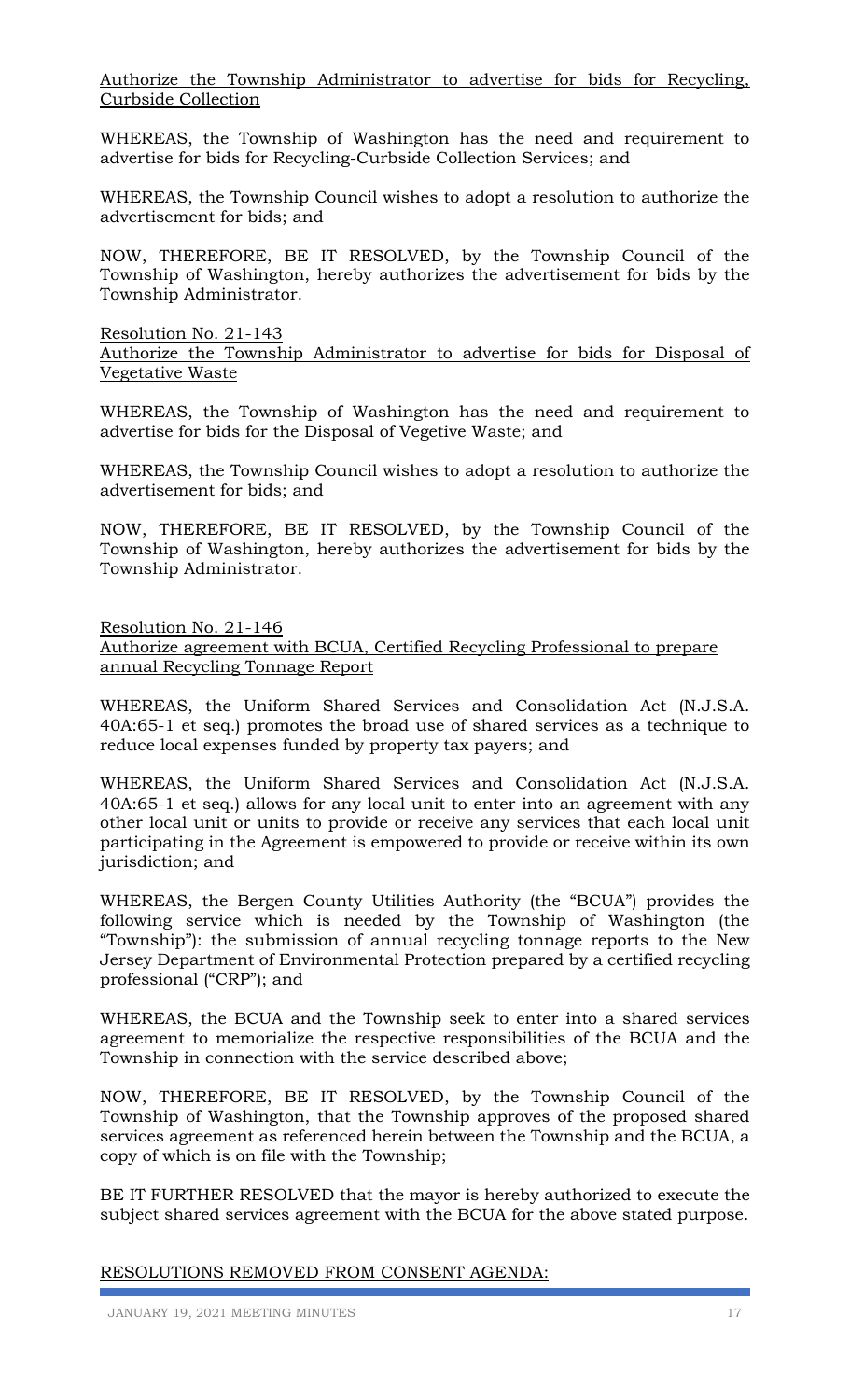Authorize the Township Administrator to advertise for bids for Recycling, Curbside Collection

WHEREAS, the Township of Washington has the need and requirement to advertise for bids for Recycling-Curbside Collection Services; and

WHEREAS, the Township Council wishes to adopt a resolution to authorize the advertisement for bids; and

NOW, THEREFORE, BE IT RESOLVED, by the Township Council of the Township of Washington, hereby authorizes the advertisement for bids by the Township Administrator.

Resolution No. 21-143
Authorize the Township Administrator to advertise for bids for Disposal of Vegetative Waste

WHEREAS, the Township of Washington has the need and requirement to advertise for bids for the Disposal of Vegetive Waste; and

WHEREAS, the Township Council wishes to adopt a resolution to authorize the advertisement for bids; and

NOW, THEREFORE, BE IT RESOLVED, by the Township Council of the Township of Washington, hereby authorizes the advertisement for bids by the Township Administrator.

Resolution No. 21-146
Authorize agreement with BCUA, Certified Recycling Professional to prepare annual Recycling Tonnage Report

WHEREAS, the Uniform Shared Services and Consolidation Act (N.J.S.A. 40A:65-1 et seq.) promotes the broad use of shared services as a technique to reduce local expenses funded by property tax payers; and

WHEREAS, the Uniform Shared Services and Consolidation Act (N.J.S.A. 40A:65-1 et seq.) allows for any local unit to enter into an agreement with any other local unit or units to provide or receive any services that each local unit participating in the Agreement is empowered to provide or receive within its own jurisdiction; and

WHEREAS, the Bergen County Utilities Authority (the "BCUA") provides the following service which is needed by the Township of Washington (the "Township"): the submission of annual recycling tonnage reports to the New Jersey Department of Environmental Protection prepared by a certified recycling professional ("CRP"); and

WHEREAS, the BCUA and the Township seek to enter into a shared services agreement to memorialize the respective responsibilities of the BCUA and the Township in connection with the service described above;

NOW, THEREFORE, BE IT RESOLVED, by the Township Council of the Township of Washington, that the Township approves of the proposed shared services agreement as referenced herein between the Township and the BCUA, a copy of which is on file with the Township;

BE IT FURTHER RESOLVED that the mayor is hereby authorized to execute the subject shared services agreement with the BCUA for the above stated purpose.

RESOLUTIONS REMOVED FROM CONSENT AGENDA: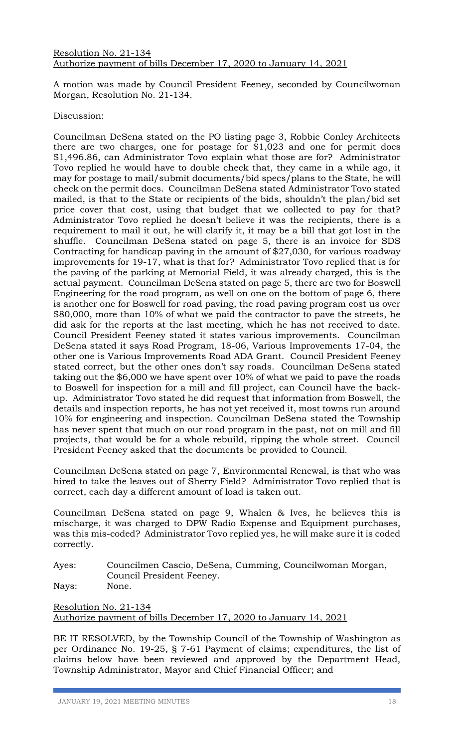<u>Resolution No. 21-134</u>
<u>Authorize payment of bills December 17, 2020 to January 14, 2021</u>

A motion was made by Council President Feeney, seconded by Councilwoman Morgan, Resolution No. 21-134.

Discussion:

Councilman DeSena stated on the PO listing page 3, Robbie Conley Architects there are two charges, one for postage for $1,023 and one for permit docs $1,496.86, can Administrator Tovo explain what those are for? Administrator Tovo replied he would have to double check that, they came in a while ago, it may for postage to mail/submit documents/bid specs/plans to the State, he will check on the permit docs. Councilman DeSena stated Administrator Tovo stated mailed, is that to the State or recipients of the bids, shouldn't the plan/bid set price cover that cost, using that budget that we collected to pay for that? Administrator Tovo replied he doesn't believe it was the recipients, there is a requirement to mail it out, he will clarify it, it may be a bill that got lost in the shuffle. Councilman DeSena stated on page 5, there is an invoice for SDS Contracting for handicap paving in the amount of $27,030, for various roadway improvements for 19-17, what is that for? Administrator Tovo replied that is for the paving of the parking at Memorial Field, it was already charged, this is the actual payment. Councilman DeSena stated on page 5, there are two for Boswell Engineering for the road program, as well on one on the bottom of page 6, there is another one for Boswell for road paving, the road paving program cost us over $80,000, more than 10% of what we paid the contractor to pave the streets, he did ask for the reports at the last meeting, which he has not received to date. Council President Feeney stated it states various improvements. Councilman DeSena stated it says Road Program, 18-06, Various Improvements 17-04, the other one is Various Improvements Road ADA Grant. Council President Feeney stated correct, but the other ones don't say roads. Councilman DeSena stated taking out the $6,000 we have spent over 10% of what we paid to pave the roads to Boswell for inspection for a mill and fill project, can Council have the back-up. Administrator Tovo stated he did request that information from Boswell, the details and inspection reports, he has not yet received it, most towns run around 10% for engineering and inspection. Councilman DeSena stated the Township has never spent that much on our road program in the past, not on mill and fill projects, that would be for a whole rebuild, ripping the whole street. Council President Feeney asked that the documents be provided to Council.

Councilman DeSena stated on page 7, Environmental Renewal, is that who was hired to take the leaves out of Sherry Field? Administrator Tovo replied that is correct, each day a different amount of load is taken out.

Councilman DeSena stated on page 9, Whalen & Ives, he believes this is mischarge, it was charged to DPW Radio Expense and Equipment purchases, was this mis-coded? Administrator Tovo replied yes, he will make sure it is coded correctly.

Ayes: Councilmen Cascio, DeSena, Cumming, Councilwoman Morgan, Council President Feeney.
Nays: None.

<u>Resolution No. 21-134</u>
<u>Authorize payment of bills December 17, 2020 to January 14, 2021</u>

BE IT RESOLVED, by the Township Council of the Township of Washington as per Ordinance No. 19-25, § 7-61 Payment of claims; expenditures, the list of claims below have been reviewed and approved by the Department Head, Township Administrator, Mayor and Chief Financial Officer; and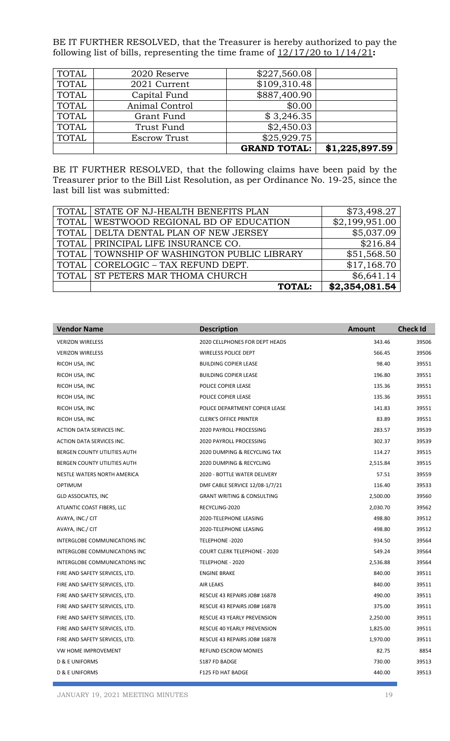BE IT FURTHER RESOLVED, that the Treasurer is hereby authorized to pay the following list of bills, representing the time frame of 12/17/20 to 1/14/21**:**

| TOTAL | 2020 Reserve | $227,560.08 | |
|---|---|---|---|
| TOTAL | 2021 Current | $109,310.48 | |
| TOTAL | Capital Fund | $887,400.90 | |
| TOTAL | Animal Control | $0.00 | |
| TOTAL | Grant Fund | $ 3,246.35 | |
| TOTAL | Trust Fund | $2,450.03 | |
| TOTAL | Escrow Trust | $25,929.75 | |
| | | **GRAND TOTAL:** | **$1,225,897.59** |

BE IT FURTHER RESOLVED, that the following claims have been paid by the Treasurer prior to the Bill List Resolution, as per Ordinance No. 19-25, since the last bill list was submitted:

| TOTAL | STATE OF NJ-HEALTH BENEFITS PLAN | $73,498.27 |
|---|---|---|
| TOTAL | WESTWOOD REGIONAL BD OF EDUCATION | $2,199,951.00 |
| TOTAL | DELTA DENTAL PLAN OF NEW JERSEY | $5,037.09 |
| TOTAL | PRINCIPAL LIFE INSURANCE CO. | $216.84 |
| TOTAL | TOWNSHIP OF WASHINGTON PUBLIC LIBRARY | $51,568.50 |
| TOTAL | CORELOGIC – TAX REFUND DEPT. | $17,168.70 |
| TOTAL | ST PETERS MAR THOMA CHURCH | $6,641.14 |
| | **TOTAL:** | **$2,354,081.54** |

| Vendor Name | Description | Amount | Check Id |
|---|---|---|---|
| VERIZON WIRELESS | 2020 CELLPHONES FOR DEPT HEADS | 343.46 | 39506 |
| VERIZON WIRELESS | WIRELESS POLICE DEPT | 566.45 | 39506 |
| RICOH USA, INC | BUILDING COPIER LEASE | 98.40 | 39551 |
| RICOH USA, INC | BUILDING COPIER LEASE | 196.80 | 39551 |
| RICOH USA, INC | POLICE COPIER LEASE | 135.36 | 39551 |
| RICOH USA, INC | POLICE COPIER LEASE | 135.36 | 39551 |
| RICOH USA, INC | POLICE DEPARTMENT COPIER LEASE | 141.83 | 39551 |
| RICOH USA, INC | CLERK'S OFFICE PRINTER | 83.89 | 39551 |
| ACTION DATA SERVICES INC. | 2020 PAYROLL PROCESSING | 283.57 | 39539 |
| ACTION DATA SERVICES INC. | 2020 PAYROLL PROCESSING | 302.37 | 39539 |
| BERGEN COUNTY UTILITIES AUTH | 2020 DUMPING & RECYCLING TAX | 114.27 | 39515 |
| BERGEN COUNTY UTILITIES AUTH | 2020 DUMPING & RECYCLING | 2,515.84 | 39515 |
| NESTLE WATERS NORTH AMERICA | 2020 - BOTTLE WATER DELIVERY | 57.51 | 39559 |
| OPTIMUM | DMF CABLE SERVICE 12/08-1/7/21 | 116.40 | 39533 |
| GLD ASSOCIATES, INC | GRANT WRITING & CONSULTING | 2,500.00 | 39560 |
| ATLANTIC COAST FIBERS, LLC | RECYCLING-2020 | 2,030.70 | 39562 |
| AVAYA, INC./ CIT | 2020-TELEPHONE LEASING | 498.80 | 39512 |
| AVAYA, INC./ CIT | 2020-TELEPHONE LEASING | 498.80 | 39512 |
| INTERGLOBE COMMUNICATIONS INC | TELEPHONE -2020 | 934.50 | 39564 |
| INTERGLOBE COMMUNICATIONS INC | COURT CLERK TELEPHONE - 2020 | 549.24 | 39564 |
| INTERGLOBE COMMUNICATIONS INC | TELEPHONE - 2020 | 2,536.88 | 39564 |
| FIRE AND SAFETY SERVICES, LTD. | ENGINE BRAKE | 840.00 | 39511 |
| FIRE AND SAFETY SERVICES, LTD. | AIR LEAKS | 840.00 | 39511 |
| FIRE AND SAFETY SERVICES, LTD. | RESCUE 43 REPAIRS JOB# 16878 | 490.00 | 39511 |
| FIRE AND SAFETY SERVICES, LTD. | RESCUE 43 REPAIRS JOB# 16878 | 375.00 | 39511 |
| FIRE AND SAFETY SERVICES, LTD. | RESCUE 43 YEARLY PREVENSION | 2,250.00 | 39511 |
| FIRE AND SAFETY SERVICES, LTD. | RESCUE 40 YEARLY PREVENSION | 1,825.00 | 39511 |
| FIRE AND SAFETY SERVICES, LTD. | RESCUE 43 REPAIRS JOB# 16878 | 1,970.00 | 39511 |
| VW HOME IMPROVEMENT | REFUND ESCROW MONIES | 82.75 | 8854 |
| D & E UNIFORMS | S187 FD BADGE | 730.00 | 39513 |
| D & E UNIFORMS | F125 FD HAT BADGE | 440.00 | 39513 |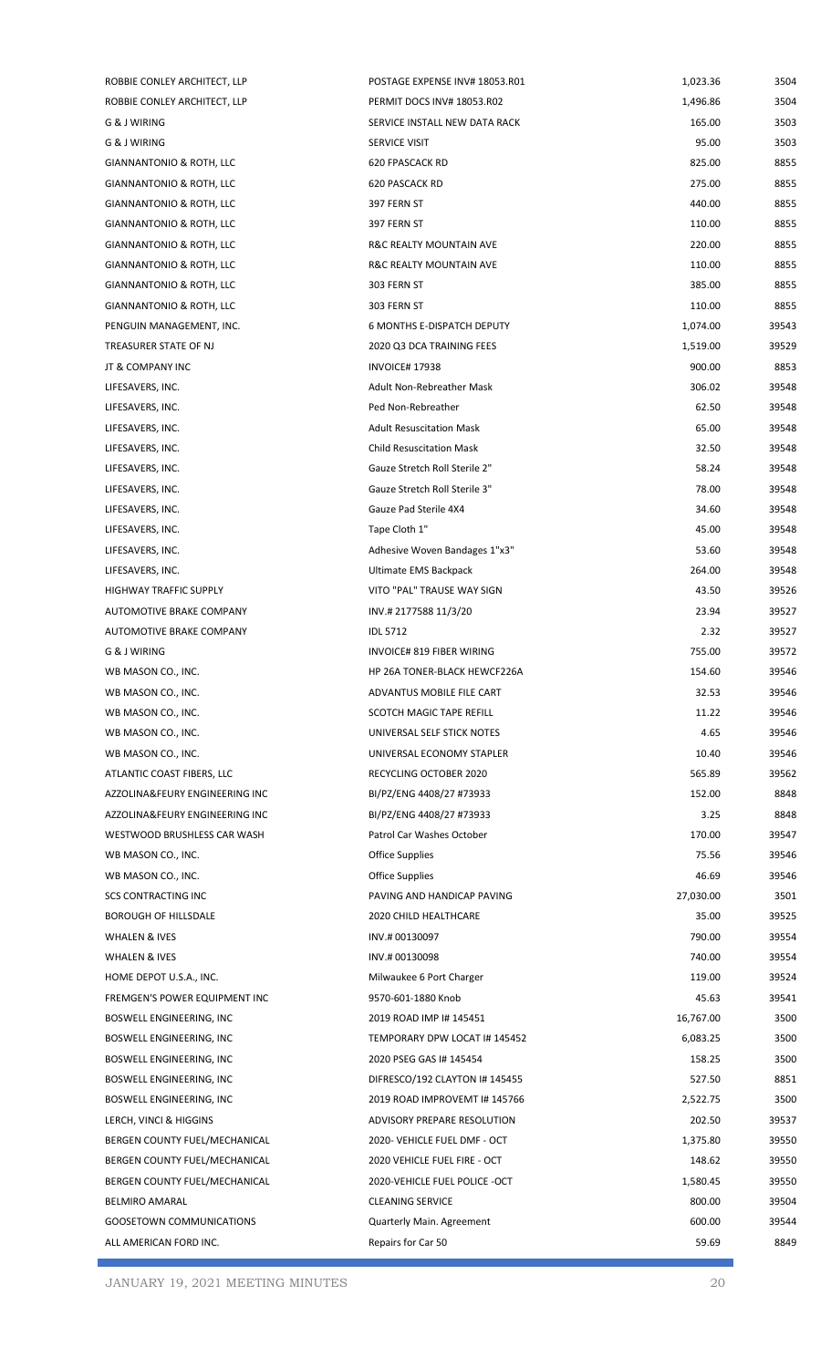| | | | |
|---|---|---|---|
| ROBBIE CONLEY ARCHITECT, LLP | POSTAGE EXPENSE INV# 18053.R01 | 1,023.36 | 3504 |
| ROBBIE CONLEY ARCHITECT, LLP | PERMIT DOCS INV# 18053.R02 | 1,496.86 | 3504 |
| G & J WIRING | SERVICE INSTALL NEW DATA RACK | 165.00 | 3503 |
| G & J WIRING | SERVICE VISIT | 95.00 | 3503 |
| GIANNANTONIO & ROTH, LLC | 620 FPASCACK RD | 825.00 | 8855 |
| GIANNANTONIO & ROTH, LLC | 620 PASCACK RD | 275.00 | 8855 |
| GIANNANTONIO & ROTH, LLC | 397 FERN ST | 440.00 | 8855 |
| GIANNANTONIO & ROTH, LLC | 397 FERN ST | 110.00 | 8855 |
| GIANNANTONIO & ROTH, LLC | R&C REALTY MOUNTAIN AVE | 220.00 | 8855 |
| GIANNANTONIO & ROTH, LLC | R&C REALTY MOUNTAIN AVE | 110.00 | 8855 |
| GIANNANTONIO & ROTH, LLC | 303 FERN ST | 385.00 | 8855 |
| GIANNANTONIO & ROTH, LLC | 303 FERN ST | 110.00 | 8855 |
| PENGUIN MANAGEMENT, INC. | 6 MONTHS E-DISPATCH DEPUTY | 1,074.00 | 39543 |
| TREASURER STATE OF NJ | 2020 Q3 DCA TRAINING FEES | 1,519.00 | 39529 |
| JT & COMPANY INC | INVOICE# 17938 | 900.00 | 8853 |
| LIFESAVERS, INC. | Adult Non-Rebreather Mask | 306.02 | 39548 |
| LIFESAVERS, INC. | Ped Non-Rebreather | 62.50 | 39548 |
| LIFESAVERS, INC. | Adult Resuscitation Mask | 65.00 | 39548 |
| LIFESAVERS, INC. | Child Resuscitation Mask | 32.50 | 39548 |
| LIFESAVERS, INC. | Gauze Stretch Roll Sterile 2" | 58.24 | 39548 |
| LIFESAVERS, INC. | Gauze Stretch Roll Sterile 3" | 78.00 | 39548 |
| LIFESAVERS, INC. | Gauze Pad Sterile 4X4 | 34.60 | 39548 |
| LIFESAVERS, INC. | Tape Cloth 1" | 45.00 | 39548 |
| LIFESAVERS, INC. | Adhesive Woven Bandages 1"x3" | 53.60 | 39548 |
| LIFESAVERS, INC. | Ultimate EMS Backpack | 264.00 | 39548 |
| HIGHWAY TRAFFIC SUPPLY | VITO "PAL" TRAUSE WAY SIGN | 43.50 | 39526 |
| AUTOMOTIVE BRAKE COMPANY | INV.# 2177588 11/3/20 | 23.94 | 39527 |
| AUTOMOTIVE BRAKE COMPANY | IDL 5712 | 2.32 | 39527 |
| G & J WIRING | INVOICE# 819 FIBER WIRING | 755.00 | 39572 |
| WB MASON CO., INC. | HP 26A TONER-BLACK HEWCF226A | 154.60 | 39546 |
| WB MASON CO., INC. | ADVANTUS MOBILE FILE CART | 32.53 | 39546 |
| WB MASON CO., INC. | SCOTCH MAGIC TAPE REFILL | 11.22 | 39546 |
| WB MASON CO., INC. | UNIVERSAL SELF STICK NOTES | 4.65 | 39546 |
| WB MASON CO., INC. | UNIVERSAL ECONOMY STAPLER | 10.40 | 39546 |
| ATLANTIC COAST FIBERS, LLC | RECYCLING OCTOBER 2020 | 565.89 | 39562 |
| AZZOLINA&FEURY ENGINEERING INC | BI/PZ/ENG 4408/27 #73933 | 152.00 | 8848 |
| AZZOLINA&FEURY ENGINEERING INC | BI/PZ/ENG 4408/27 #73933 | 3.25 | 8848 |
| WESTWOOD BRUSHLESS CAR WASH | Patrol Car Washes October | 170.00 | 39547 |
| WB MASON CO., INC. | Office Supplies | 75.56 | 39546 |
| WB MASON CO., INC. | Office Supplies | 46.69 | 39546 |
| SCS CONTRACTING INC | PAVING AND HANDICAP PAVING | 27,030.00 | 3501 |
| BOROUGH OF HILLSDALE | 2020 CHILD HEALTHCARE | 35.00 | 39525 |
| WHALEN & IVES | INV.# 00130097 | 790.00 | 39554 |
| WHALEN & IVES | INV.# 00130098 | 740.00 | 39554 |
| HOME DEPOT U.S.A., INC. | Milwaukee 6 Port Charger | 119.00 | 39524 |
| FREMGEN'S POWER EQUIPMENT INC | 9570-601-1880 Knob | 45.63 | 39541 |
| BOSWELL ENGINEERING, INC | 2019 ROAD IMP I# 145451 | 16,767.00 | 3500 |
| BOSWELL ENGINEERING, INC | TEMPORARY DPW LOCAT I# 145452 | 6,083.25 | 3500 |
| BOSWELL ENGINEERING, INC | 2020 PSEG GAS I# 145454 | 158.25 | 3500 |
| BOSWELL ENGINEERING, INC | DIFRESCO/192 CLAYTON I# 145455 | 527.50 | 8851 |
| BOSWELL ENGINEERING, INC | 2019 ROAD IMPROVEMT I# 145766 | 2,522.75 | 3500 |
| LERCH, VINCI & HIGGINS | ADVISORY PREPARE RESOLUTION | 202.50 | 39537 |
| BERGEN COUNTY FUEL/MECHANICAL | 2020- VEHICLE FUEL DMF - OCT | 1,375.80 | 39550 |
| BERGEN COUNTY FUEL/MECHANICAL | 2020 VEHICLE FUEL FIRE - OCT | 148.62 | 39550 |
| BERGEN COUNTY FUEL/MECHANICAL | 2020-VEHICLE FUEL POLICE -OCT | 1,580.45 | 39550 |
| BELMIRO AMARAL | CLEANING SERVICE | 800.00 | 39504 |
| GOOSETOWN COMMUNICATIONS | Quarterly Main. Agreement | 600.00 | 39544 |
| ALL AMERICAN FORD INC. | Repairs for Car 50 | 59.69 | 8849 |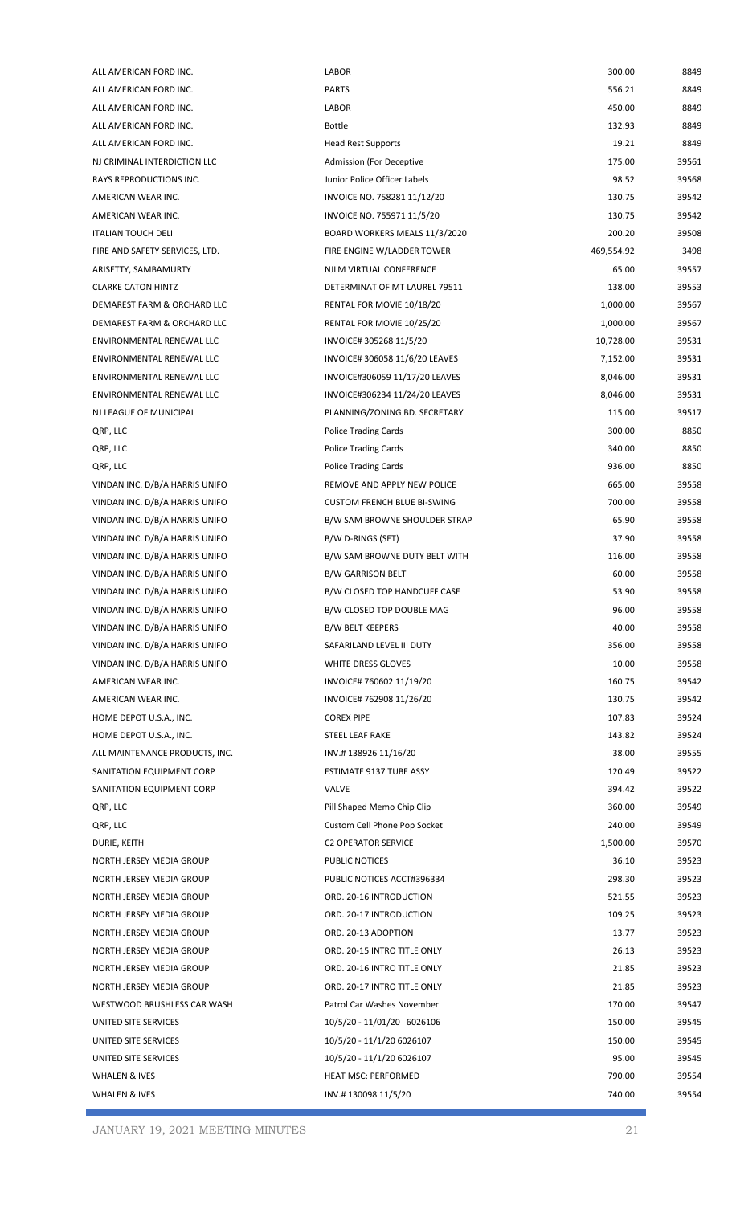| | | | |
|---|---|---|---|
| ALL AMERICAN FORD INC. | LABOR | 300.00 | 8849 |
| ALL AMERICAN FORD INC. | PARTS | 556.21 | 8849 |
| ALL AMERICAN FORD INC. | LABOR | 450.00 | 8849 |
| ALL AMERICAN FORD INC. | Bottle | 132.93 | 8849 |
| ALL AMERICAN FORD INC. | Head Rest Supports | 19.21 | 8849 |
| NJ CRIMINAL INTERDICTION LLC | Admission (For Deceptive | 175.00 | 39561 |
| RAYS REPRODUCTIONS INC. | Junior Police Officer Labels | 98.52 | 39568 |
| AMERICAN WEAR INC. | INVOICE NO. 758281 11/12/20 | 130.75 | 39542 |
| AMERICAN WEAR INC. | INVOICE NO. 755971 11/5/20 | 130.75 | 39542 |
| ITALIAN TOUCH DELI | BOARD WORKERS MEALS 11/3/2020 | 200.20 | 39508 |
| FIRE AND SAFETY SERVICES, LTD. | FIRE ENGINE W/LADDER TOWER | 469,554.92 | 3498 |
| ARISETTY, SAMBAMURTY | NJLM VIRTUAL CONFERENCE | 65.00 | 39557 |
| CLARKE CATON HINTZ | DETERMINAT OF MT LAUREL 79511 | 138.00 | 39553 |
| DEMAREST FARM & ORCHARD LLC | RENTAL FOR MOVIE 10/18/20 | 1,000.00 | 39567 |
| DEMAREST FARM & ORCHARD LLC | RENTAL FOR MOVIE 10/25/20 | 1,000.00 | 39567 |
| ENVIRONMENTAL RENEWAL LLC | INVOICE# 305268 11/5/20 | 10,728.00 | 39531 |
| ENVIRONMENTAL RENEWAL LLC | INVOICE# 306058 11/6/20 LEAVES | 7,152.00 | 39531 |
| ENVIRONMENTAL RENEWAL LLC | INVOICE#306059 11/17/20 LEAVES | 8,046.00 | 39531 |
| ENVIRONMENTAL RENEWAL LLC | INVOICE#306234 11/24/20 LEAVES | 8,046.00 | 39531 |
| NJ LEAGUE OF MUNICIPAL | PLANNING/ZONING BD. SECRETARY | 115.00 | 39517 |
| QRP, LLC | Police Trading Cards | 300.00 | 8850 |
| QRP, LLC | Police Trading Cards | 340.00 | 8850 |
| QRP, LLC | Police Trading Cards | 936.00 | 8850 |
| VINDAN INC. D/B/A HARRIS UNIFO | REMOVE AND APPLY NEW POLICE | 665.00 | 39558 |
| VINDAN INC. D/B/A HARRIS UNIFO | CUSTOM FRENCH BLUE BI-SWING | 700.00 | 39558 |
| VINDAN INC. D/B/A HARRIS UNIFO | B/W SAM BROWNE SHOULDER STRAP | 65.90 | 39558 |
| VINDAN INC. D/B/A HARRIS UNIFO | B/W D-RINGS (SET) | 37.90 | 39558 |
| VINDAN INC. D/B/A HARRIS UNIFO | B/W SAM BROWNE DUTY BELT WITH | 116.00 | 39558 |
| VINDAN INC. D/B/A HARRIS UNIFO | B/W GARRISON BELT | 60.00 | 39558 |
| VINDAN INC. D/B/A HARRIS UNIFO | B/W CLOSED TOP HANDCUFF CASE | 53.90 | 39558 |
| VINDAN INC. D/B/A HARRIS UNIFO | B/W CLOSED TOP DOUBLE MAG | 96.00 | 39558 |
| VINDAN INC. D/B/A HARRIS UNIFO | B/W BELT KEEPERS | 40.00 | 39558 |
| VINDAN INC. D/B/A HARRIS UNIFO | SAFARILAND LEVEL III DUTY | 356.00 | 39558 |
| VINDAN INC. D/B/A HARRIS UNIFO | WHITE DRESS GLOVES | 10.00 | 39558 |
| AMERICAN WEAR INC. | INVOICE# 760602 11/19/20 | 160.75 | 39542 |
| AMERICAN WEAR INC. | INVOICE# 762908 11/26/20 | 130.75 | 39542 |
| HOME DEPOT U.S.A., INC. | COREX PIPE | 107.83 | 39524 |
| HOME DEPOT U.S.A., INC. | STEEL LEAF RAKE | 143.82 | 39524 |
| ALL MAINTENANCE PRODUCTS, INC. | INV.# 138926 11/16/20 | 38.00 | 39555 |
| SANITATION EQUIPMENT CORP | ESTIMATE 9137 TUBE ASSY | 120.49 | 39522 |
| SANITATION EQUIPMENT CORP | VALVE | 394.42 | 39522 |
| QRP, LLC | Pill Shaped Memo Chip Clip | 360.00 | 39549 |
| QRP, LLC | Custom Cell Phone Pop Socket | 240.00 | 39549 |
| DURIE, KEITH | C2 OPERATOR SERVICE | 1,500.00 | 39570 |
| NORTH JERSEY MEDIA GROUP | PUBLIC NOTICES | 36.10 | 39523 |
| NORTH JERSEY MEDIA GROUP | PUBLIC NOTICES ACCT#396334 | 298.30 | 39523 |
| NORTH JERSEY MEDIA GROUP | ORD. 20-16 INTRODUCTION | 521.55 | 39523 |
| NORTH JERSEY MEDIA GROUP | ORD. 20-17 INTRODUCTION | 109.25 | 39523 |
| NORTH JERSEY MEDIA GROUP | ORD. 20-13 ADOPTION | 13.77 | 39523 |
| NORTH JERSEY MEDIA GROUP | ORD. 20-15 INTRO TITLE ONLY | 26.13 | 39523 |
| NORTH JERSEY MEDIA GROUP | ORD. 20-16 INTRO TITLE ONLY | 21.85 | 39523 |
| NORTH JERSEY MEDIA GROUP | ORD. 20-17 INTRO TITLE ONLY | 21.85 | 39523 |
| WESTWOOD BRUSHLESS CAR WASH | Patrol Car Washes November | 170.00 | 39547 |
| UNITED SITE SERVICES | 10/5/20 - 11/01/20 6026106 | 150.00 | 39545 |
| UNITED SITE SERVICES | 10/5/20 - 11/1/20 6026107 | 150.00 | 39545 |
| UNITED SITE SERVICES | 10/5/20 - 11/1/20 6026107 | 95.00 | 39545 |
| WHALEN & IVES | HEAT MSC: PERFORMED | 790.00 | 39554 |
| WHALEN & IVES | INV.# 130098 11/5/20 | 740.00 | 39554 |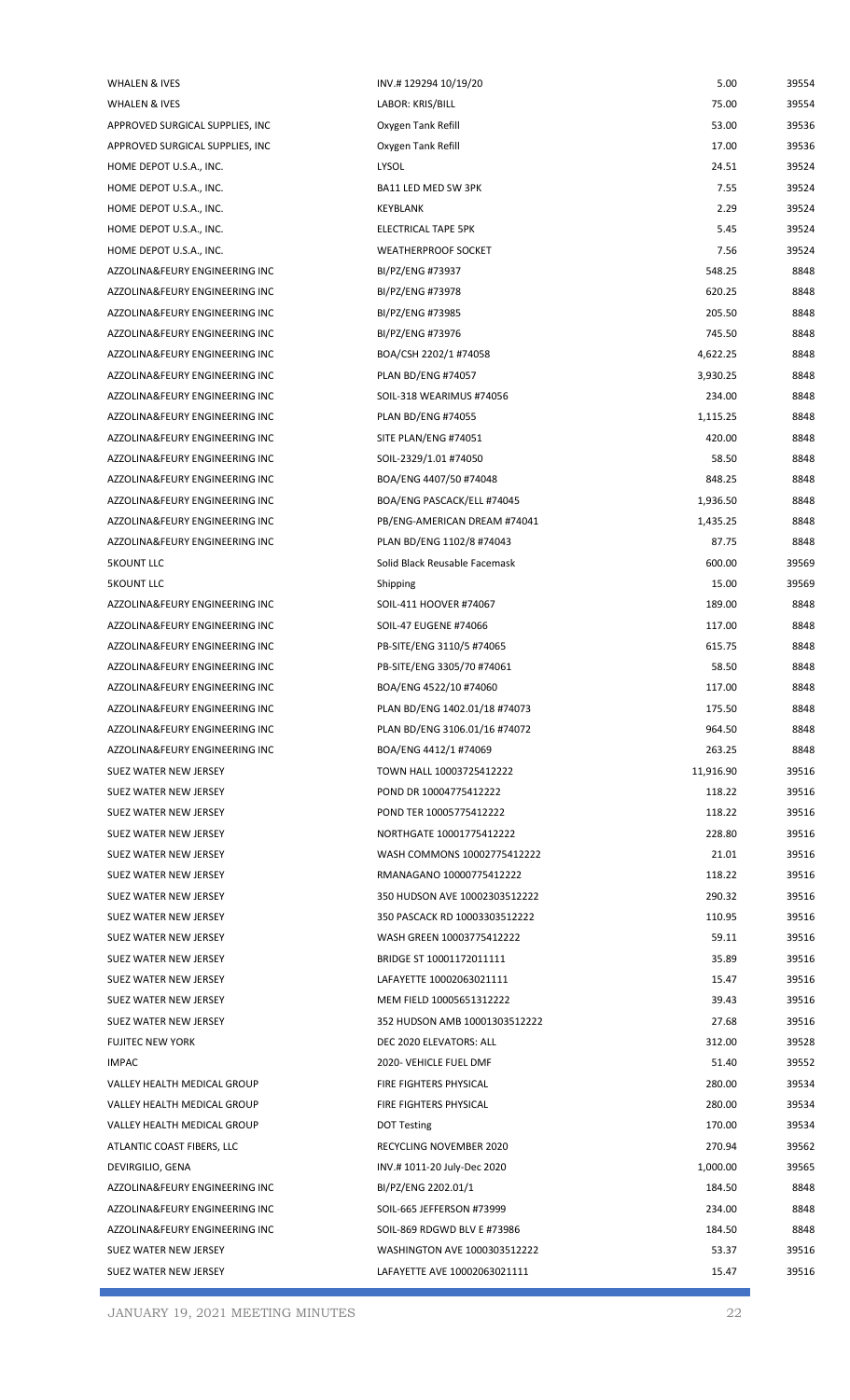| | | | |
|---|---|---|---|
| WHALEN & IVES | INV.# 129294 10/19/20 | 5.00 | 39554 |
| WHALEN & IVES | LABOR: KRIS/BILL | 75.00 | 39554 |
| APPROVED SURGICAL SUPPLIES, INC | Oxygen Tank Refill | 53.00 | 39536 |
| APPROVED SURGICAL SUPPLIES, INC | Oxygen Tank Refill | 17.00 | 39536 |
| HOME DEPOT U.S.A., INC. | LYSOL | 24.51 | 39524 |
| HOME DEPOT U.S.A., INC. | BA11 LED MED SW 3PK | 7.55 | 39524 |
| HOME DEPOT U.S.A., INC. | KEYBLANK | 2.29 | 39524 |
| HOME DEPOT U.S.A., INC. | ELECTRICAL TAPE 5PK | 5.45 | 39524 |
| HOME DEPOT U.S.A., INC. | WEATHERPROOF SOCKET | 7.56 | 39524 |
| AZZOLINA&FEURY ENGINEERING INC | BI/PZ/ENG #73937 | 548.25 | 8848 |
| AZZOLINA&FEURY ENGINEERING INC | BI/PZ/ENG #73978 | 620.25 | 8848 |
| AZZOLINA&FEURY ENGINEERING INC | BI/PZ/ENG #73985 | 205.50 | 8848 |
| AZZOLINA&FEURY ENGINEERING INC | BI/PZ/ENG #73976 | 745.50 | 8848 |
| AZZOLINA&FEURY ENGINEERING INC | BOA/CSH 2202/1 #74058 | 4,622.25 | 8848 |
| AZZOLINA&FEURY ENGINEERING INC | PLAN BD/ENG #74057 | 3,930.25 | 8848 |
| AZZOLINA&FEURY ENGINEERING INC | SOIL-318 WEARIMUS #74056 | 234.00 | 8848 |
| AZZOLINA&FEURY ENGINEERING INC | PLAN BD/ENG #74055 | 1,115.25 | 8848 |
| AZZOLINA&FEURY ENGINEERING INC | SITE PLAN/ENG #74051 | 420.00 | 8848 |
| AZZOLINA&FEURY ENGINEERING INC | SOIL-2329/1.01 #74050 | 58.50 | 8848 |
| AZZOLINA&FEURY ENGINEERING INC | BOA/ENG 4407/50 #74048 | 848.25 | 8848 |
| AZZOLINA&FEURY ENGINEERING INC | BOA/ENG PASCACK/ELL #74045 | 1,936.50 | 8848 |
| AZZOLINA&FEURY ENGINEERING INC | PB/ENG-AMERICAN DREAM #74041 | 1,435.25 | 8848 |
| AZZOLINA&FEURY ENGINEERING INC | PLAN BD/ENG 1102/8 #74043 | 87.75 | 8848 |
| 5KOUNT LLC | Solid Black Reusable Facemask | 600.00 | 39569 |
| 5KOUNT LLC | Shipping | 15.00 | 39569 |
| AZZOLINA&FEURY ENGINEERING INC | SOIL-411 HOOVER #74067 | 189.00 | 8848 |
| AZZOLINA&FEURY ENGINEERING INC | SOIL-47 EUGENE #74066 | 117.00 | 8848 |
| AZZOLINA&FEURY ENGINEERING INC | PB-SITE/ENG 3110/5 #74065 | 615.75 | 8848 |
| AZZOLINA&FEURY ENGINEERING INC | PB-SITE/ENG 3305/70 #74061 | 58.50 | 8848 |
| AZZOLINA&FEURY ENGINEERING INC | BOA/ENG 4522/10 #74060 | 117.00 | 8848 |
| AZZOLINA&FEURY ENGINEERING INC | PLAN BD/ENG 1402.01/18 #74073 | 175.50 | 8848 |
| AZZOLINA&FEURY ENGINEERING INC | PLAN BD/ENG 3106.01/16 #74072 | 964.50 | 8848 |
| AZZOLINA&FEURY ENGINEERING INC | BOA/ENG 4412/1 #74069 | 263.25 | 8848 |
| SUEZ WATER NEW JERSEY | TOWN HALL 10003725412222 | 11,916.90 | 39516 |
| SUEZ WATER NEW JERSEY | POND DR 10004775412222 | 118.22 | 39516 |
| SUEZ WATER NEW JERSEY | POND TER 10005775412222 | 118.22 | 39516 |
| SUEZ WATER NEW JERSEY | NORTHGATE 10001775412222 | 228.80 | 39516 |
| SUEZ WATER NEW JERSEY | WASH COMMONS 10002775412222 | 21.01 | 39516 |
| SUEZ WATER NEW JERSEY | RMANAGANO 10000775412222 | 118.22 | 39516 |
| SUEZ WATER NEW JERSEY | 350 HUDSON AVE 10002303512222 | 290.32 | 39516 |
| SUEZ WATER NEW JERSEY | 350 PASCACK RD 10003303512222 | 110.95 | 39516 |
| SUEZ WATER NEW JERSEY | WASH GREEN 10003775412222 | 59.11 | 39516 |
| SUEZ WATER NEW JERSEY | BRIDGE ST 10001172011111 | 35.89 | 39516 |
| SUEZ WATER NEW JERSEY | LAFAYETTE 10002063021111 | 15.47 | 39516 |
| SUEZ WATER NEW JERSEY | MEM FIELD 10005651312222 | 39.43 | 39516 |
| SUEZ WATER NEW JERSEY | 352 HUDSON AMB 10001303512222 | 27.68 | 39516 |
| FUJITEC NEW YORK | DEC 2020 ELEVATORS: ALL | 312.00 | 39528 |
| IMPAC | 2020- VEHICLE FUEL DMF | 51.40 | 39552 |
| VALLEY HEALTH MEDICAL GROUP | FIRE FIGHTERS PHYSICAL | 280.00 | 39534 |
| VALLEY HEALTH MEDICAL GROUP | FIRE FIGHTERS PHYSICAL | 280.00 | 39534 |
| VALLEY HEALTH MEDICAL GROUP | DOT Testing | 170.00 | 39534 |
| ATLANTIC COAST FIBERS, LLC | RECYCLING NOVEMBER 2020 | 270.94 | 39562 |
| DEVIRGILIO, GENA | INV.# 1011-20 July-Dec 2020 | 1,000.00 | 39565 |
| AZZOLINA&FEURY ENGINEERING INC | BI/PZ/ENG 2202.01/1 | 184.50 | 8848 |
| AZZOLINA&FEURY ENGINEERING INC | SOIL-665 JEFFERSON #73999 | 234.00 | 8848 |
| AZZOLINA&FEURY ENGINEERING INC | SOIL-869 RDGWD BLV E #73986 | 184.50 | 8848 |
| SUEZ WATER NEW JERSEY | WASHINGTON AVE 1000303512222 | 53.37 | 39516 |
| SUEZ WATER NEW JERSEY | LAFAYETTE AVE 10002063021111 | 15.47 | 39516 |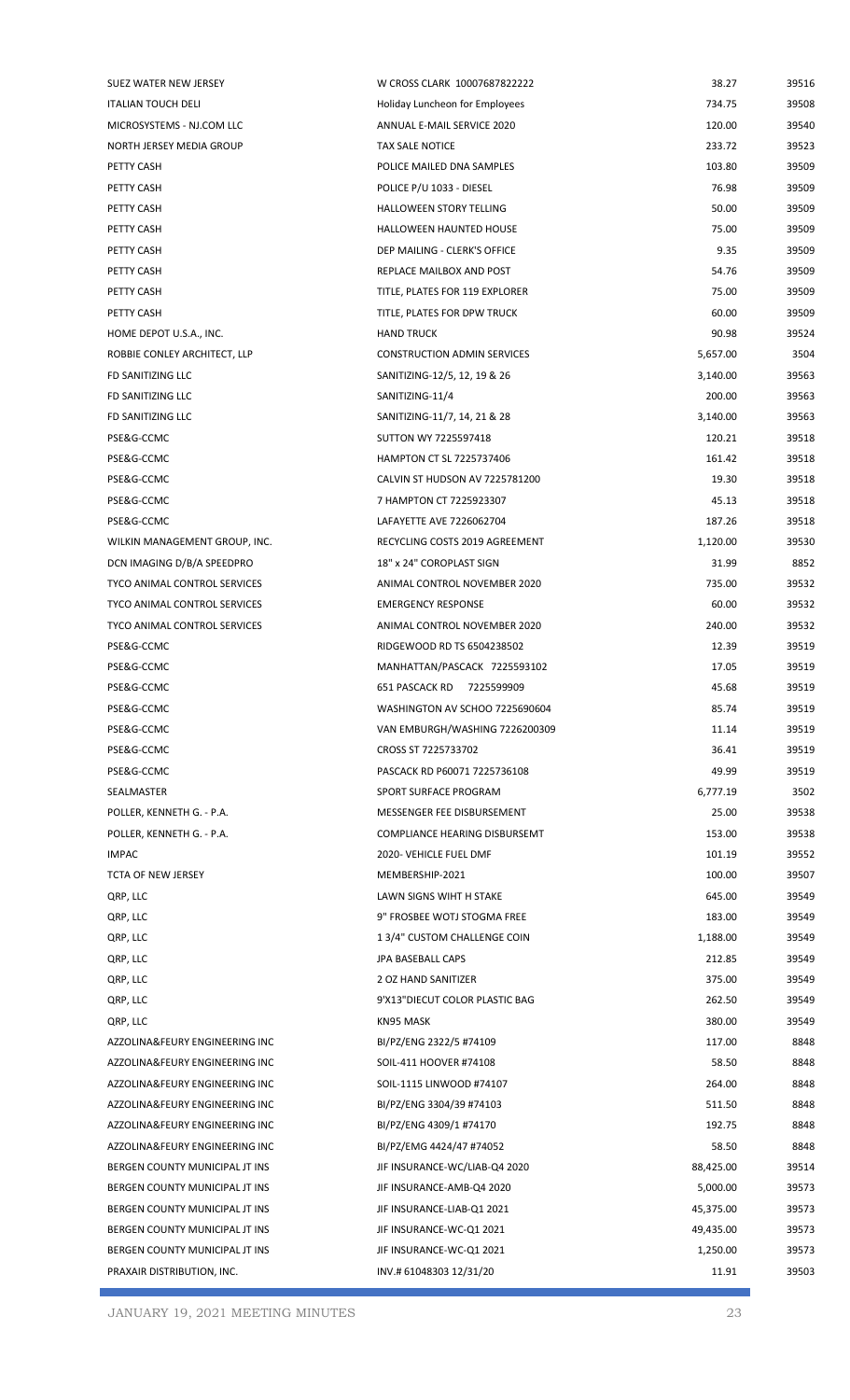| | | | |
|---|---|---|---|
| SUEZ WATER NEW JERSEY | W CROSS CLARK 10007687822222 | 38.27 | 39516 |
| ITALIAN TOUCH DELI | Holiday Luncheon for Employees | 734.75 | 39508 |
| MICROSYSTEMS - NJ.COM LLC | ANNUAL E-MAIL SERVICE 2020 | 120.00 | 39540 |
| NORTH JERSEY MEDIA GROUP | TAX SALE NOTICE | 233.72 | 39523 |
| PETTY CASH | POLICE MAILED DNA SAMPLES | 103.80 | 39509 |
| PETTY CASH | POLICE P/U 1033 - DIESEL | 76.98 | 39509 |
| PETTY CASH | HALLOWEEN STORY TELLING | 50.00 | 39509 |
| PETTY CASH | HALLOWEEN HAUNTED HOUSE | 75.00 | 39509 |
| PETTY CASH | DEP MAILING - CLERK'S OFFICE | 9.35 | 39509 |
| PETTY CASH | REPLACE MAILBOX AND POST | 54.76 | 39509 |
| PETTY CASH | TITLE, PLATES FOR 119 EXPLORER | 75.00 | 39509 |
| PETTY CASH | TITLE, PLATES FOR DPW TRUCK | 60.00 | 39509 |
| HOME DEPOT U.S.A., INC. | HAND TRUCK | 90.98 | 39524 |
| ROBBIE CONLEY ARCHITECT, LLP | CONSTRUCTION ADMIN SERVICES | 5,657.00 | 3504 |
| FD SANITIZING LLC | SANITIZING-12/5, 12, 19 & 26 | 3,140.00 | 39563 |
| FD SANITIZING LLC | SANITIZING-11/4 | 200.00 | 39563 |
| FD SANITIZING LLC | SANITIZING-11/7, 14, 21 & 28 | 3,140.00 | 39563 |
| PSE&G-CCMC | SUTTON WY 7225597418 | 120.21 | 39518 |
| PSE&G-CCMC | HAMPTON CT SL 7225737406 | 161.42 | 39518 |
| PSE&G-CCMC | CALVIN ST HUDSON AV 7225781200 | 19.30 | 39518 |
| PSE&G-CCMC | 7 HAMPTON CT 7225923307 | 45.13 | 39518 |
| PSE&G-CCMC | LAFAYETTE AVE 7226062704 | 187.26 | 39518 |
| WILKIN MANAGEMENT GROUP, INC. | RECYCLING COSTS 2019 AGREEMENT | 1,120.00 | 39530 |
| DCN IMAGING D/B/A SPEEDPRO | 18" x 24" COROPLAST SIGN | 31.99 | 8852 |
| TYCO ANIMAL CONTROL SERVICES | ANIMAL CONTROL NOVEMBER 2020 | 735.00 | 39532 |
| TYCO ANIMAL CONTROL SERVICES | EMERGENCY RESPONSE | 60.00 | 39532 |
| TYCO ANIMAL CONTROL SERVICES | ANIMAL CONTROL NOVEMBER 2020 | 240.00 | 39532 |
| PSE&G-CCMC | RIDGEWOOD RD TS 6504238502 | 12.39 | 39519 |
| PSE&G-CCMC | MANHATTAN/PASCACK 7225593102 | 17.05 | 39519 |
| PSE&G-CCMC | 651 PASCACK RD 7225599909 | 45.68 | 39519 |
| PSE&G-CCMC | WASHINGTON AV SCHOO 7225690604 | 85.74 | 39519 |
| PSE&G-CCMC | VAN EMBURGH/WASHING 7226200309 | 11.14 | 39519 |
| PSE&G-CCMC | CROSS ST 7225733702 | 36.41 | 39519 |
| PSE&G-CCMC | PASCACK RD P60071 7225736108 | 49.99 | 39519 |
| SEALMASTER | SPORT SURFACE PROGRAM | 6,777.19 | 3502 |
| POLLER, KENNETH G. - P.A. | MESSENGER FEE DISBURSEMENT | 25.00 | 39538 |
| POLLER, KENNETH G. - P.A. | COMPLIANCE HEARING DISBURSEMT | 153.00 | 39538 |
| IMPAC | 2020- VEHICLE FUEL DMF | 101.19 | 39552 |
| TCTA OF NEW JERSEY | MEMBERSHIP-2021 | 100.00 | 39507 |
| QRP, LLC | LAWN SIGNS WIHT H STAKE | 645.00 | 39549 |
| QRP, LLC | 9" FROSBEE WOTJ STOGMA FREE | 183.00 | 39549 |
| QRP, LLC | 1 3/4" CUSTOM CHALLENGE COIN | 1,188.00 | 39549 |
| QRP, LLC | JPA BASEBALL CAPS | 212.85 | 39549 |
| QRP, LLC | 2 OZ HAND SANITIZER | 375.00 | 39549 |
| QRP, LLC | 9'X13"DIECUT COLOR PLASTIC BAG | 262.50 | 39549 |
| QRP, LLC | KN95 MASK | 380.00 | 39549 |
| AZZOLINA&FEURY ENGINEERING INC | BI/PZ/ENG 2322/5 #74109 | 117.00 | 8848 |
| AZZOLINA&FEURY ENGINEERING INC | SOIL-411 HOOVER #74108 | 58.50 | 8848 |
| AZZOLINA&FEURY ENGINEERING INC | SOIL-1115 LINWOOD #74107 | 264.00 | 8848 |
| AZZOLINA&FEURY ENGINEERING INC | BI/PZ/ENG 3304/39 #74103 | 511.50 | 8848 |
| AZZOLINA&FEURY ENGINEERING INC | BI/PZ/ENG 4309/1 #74170 | 192.75 | 8848 |
| AZZOLINA&FEURY ENGINEERING INC | BI/PZ/EMG 4424/47 #74052 | 58.50 | 8848 |
| BERGEN COUNTY MUNICIPAL JT INS | JIF INSURANCE-WC/LIAB-Q4 2020 | 88,425.00 | 39514 |
| BERGEN COUNTY MUNICIPAL JT INS | JIF INSURANCE-AMB-Q4 2020 | 5,000.00 | 39573 |
| BERGEN COUNTY MUNICIPAL JT INS | JIF INSURANCE-LIAB-Q1 2021 | 45,375.00 | 39573 |
| BERGEN COUNTY MUNICIPAL JT INS | JIF INSURANCE-WC-Q1 2021 | 49,435.00 | 39573 |
| BERGEN COUNTY MUNICIPAL JT INS | JIF INSURANCE-WC-Q1 2021 | 1,250.00 | 39573 |
| PRAXAIR DISTRIBUTION, INC. | INV.# 61048303 12/31/20 | 11.91 | 39503 |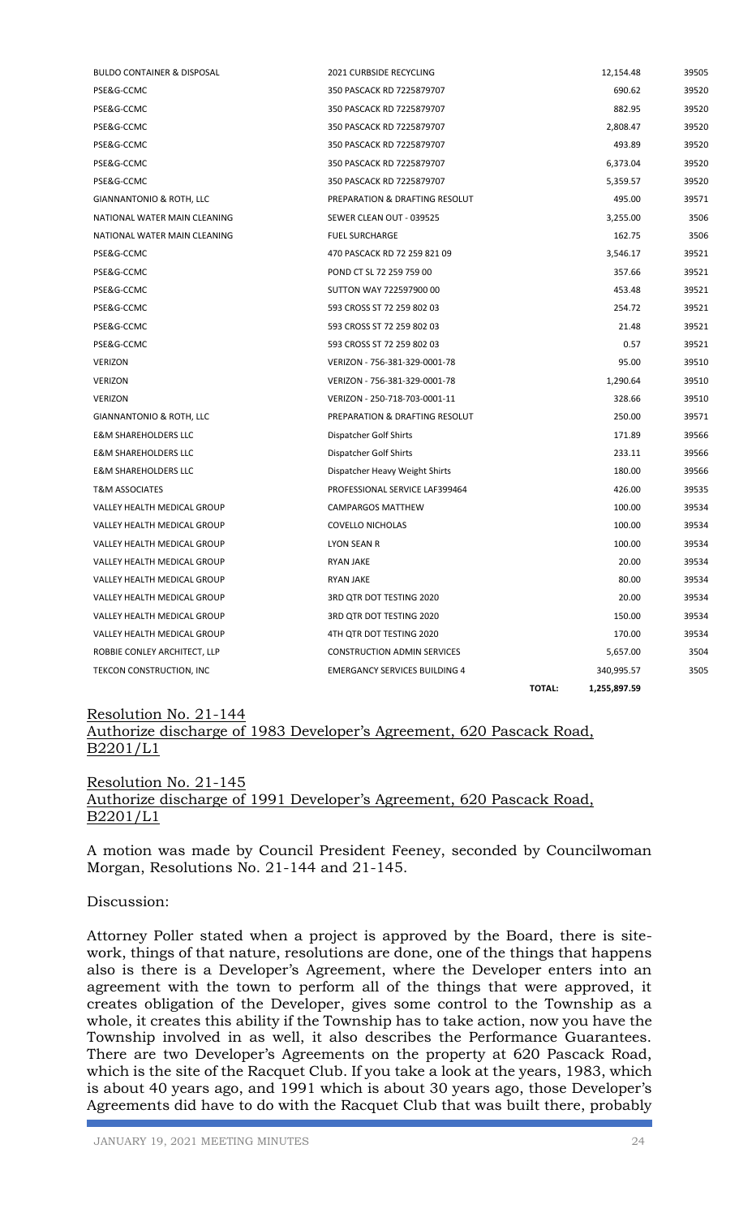| | | | | |
|---|---|---|---|---|
| BULDO CONTAINER & DISPOSAL | 2021 CURBSIDE RECYCLING | | 12,154.48 | 39505 |
| PSE&G-CCMC | 350 PASCACK RD 7225879707 | | 690.62 | 39520 |
| PSE&G-CCMC | 350 PASCACK RD 7225879707 | | 882.95 | 39520 |
| PSE&G-CCMC | 350 PASCACK RD 7225879707 | | 2,808.47 | 39520 |
| PSE&G-CCMC | 350 PASCACK RD 7225879707 | | 493.89 | 39520 |
| PSE&G-CCMC | 350 PASCACK RD 7225879707 | | 6,373.04 | 39520 |
| PSE&G-CCMC | 350 PASCACK RD 7225879707 | | 5,359.57 | 39520 |
| GIANNANTONIO & ROTH, LLC | PREPARATION & DRAFTING RESOLUT | | 495.00 | 39571 |
| NATIONAL WATER MAIN CLEANING | SEWER CLEAN OUT - 039525 | | 3,255.00 | 3506 |
| NATIONAL WATER MAIN CLEANING | FUEL SURCHARGE | | 162.75 | 3506 |
| PSE&G-CCMC | 470 PASCACK RD 72 259 821 09 | | 3,546.17 | 39521 |
| PSE&G-CCMC | POND CT SL 72 259 759 00 | | 357.66 | 39521 |
| PSE&G-CCMC | SUTTON WAY 722597900 00 | | 453.48 | 39521 |
| PSE&G-CCMC | 593 CROSS ST 72 259 802 03 | | 254.72 | 39521 |
| PSE&G-CCMC | 593 CROSS ST 72 259 802 03 | | 21.48 | 39521 |
| PSE&G-CCMC | 593 CROSS ST 72 259 802 03 | | 0.57 | 39521 |
| VERIZON | VERIZON - 756-381-329-0001-78 | | 95.00 | 39510 |
| VERIZON | VERIZON - 756-381-329-0001-78 | | 1,290.64 | 39510 |
| VERIZON | VERIZON - 250-718-703-0001-11 | | 328.66 | 39510 |
| GIANNANTONIO & ROTH, LLC | PREPARATION & DRAFTING RESOLUT | | 250.00 | 39571 |
| E&M SHAREHOLDERS LLC | Dispatcher Golf Shirts | | 171.89 | 39566 |
| E&M SHAREHOLDERS LLC | Dispatcher Golf Shirts | | 233.11 | 39566 |
| E&M SHAREHOLDERS LLC | Dispatcher Heavy Weight Shirts | | 180.00 | 39566 |
| T&M ASSOCIATES | PROFESSIONAL SERVICE LAF399464 | | 426.00 | 39535 |
| VALLEY HEALTH MEDICAL GROUP | CAMPARGOS MATTHEW | | 100.00 | 39534 |
| VALLEY HEALTH MEDICAL GROUP | COVELLO NICHOLAS | | 100.00 | 39534 |
| VALLEY HEALTH MEDICAL GROUP | LYON SEAN R | | 100.00 | 39534 |
| VALLEY HEALTH MEDICAL GROUP | RYAN JAKE | | 20.00 | 39534 |
| VALLEY HEALTH MEDICAL GROUP | RYAN JAKE | | 80.00 | 39534 |
| VALLEY HEALTH MEDICAL GROUP | 3RD QTR DOT TESTING 2020 | | 20.00 | 39534 |
| VALLEY HEALTH MEDICAL GROUP | 3RD QTR DOT TESTING 2020 | | 150.00 | 39534 |
| VALLEY HEALTH MEDICAL GROUP | 4TH QTR DOT TESTING 2020 | | 170.00 | 39534 |
| ROBBIE CONLEY ARCHITECT, LLP | CONSTRUCTION ADMIN SERVICES | | 5,657.00 | 3504 |
| TEKCON CONSTRUCTION, INC | EMARGANCY SERVICES BUILDING 4 | | 340,995.57 | 3505 |
| | | **TOTAL:** | **1,255,897.59** | |

Resolution No. 21-144
Authorize discharge of 1983 Developer's Agreement, 620 Pascack Road, B2201/L1

Resolution No. 21-145
Authorize discharge of 1991 Developer's Agreement, 620 Pascack Road, B2201/L1

A motion was made by Council President Feeney, seconded by Councilwoman Morgan, Resolutions No. 21-144 and 21-145.

Discussion:

Attorney Poller stated when a project is approved by the Board, there is site-work, things of that nature, resolutions are done, one of the things that happens also is there is a Developer's Agreement, where the Developer enters into an agreement with the town to perform all of the things that were approved, it creates obligation of the Developer, gives some control to the Township as a whole, it creates this ability if the Township has to take action, now you have the Township involved in as well, it also describes the Performance Guarantees. There are two Developer's Agreements on the property at 620 Pascack Road, which is the site of the Racquet Club. If you take a look at the years, 1983, which is about 40 years ago, and 1991 which is about 30 years ago, those Developer's Agreements did have to do with the Racquet Club that was built there, probably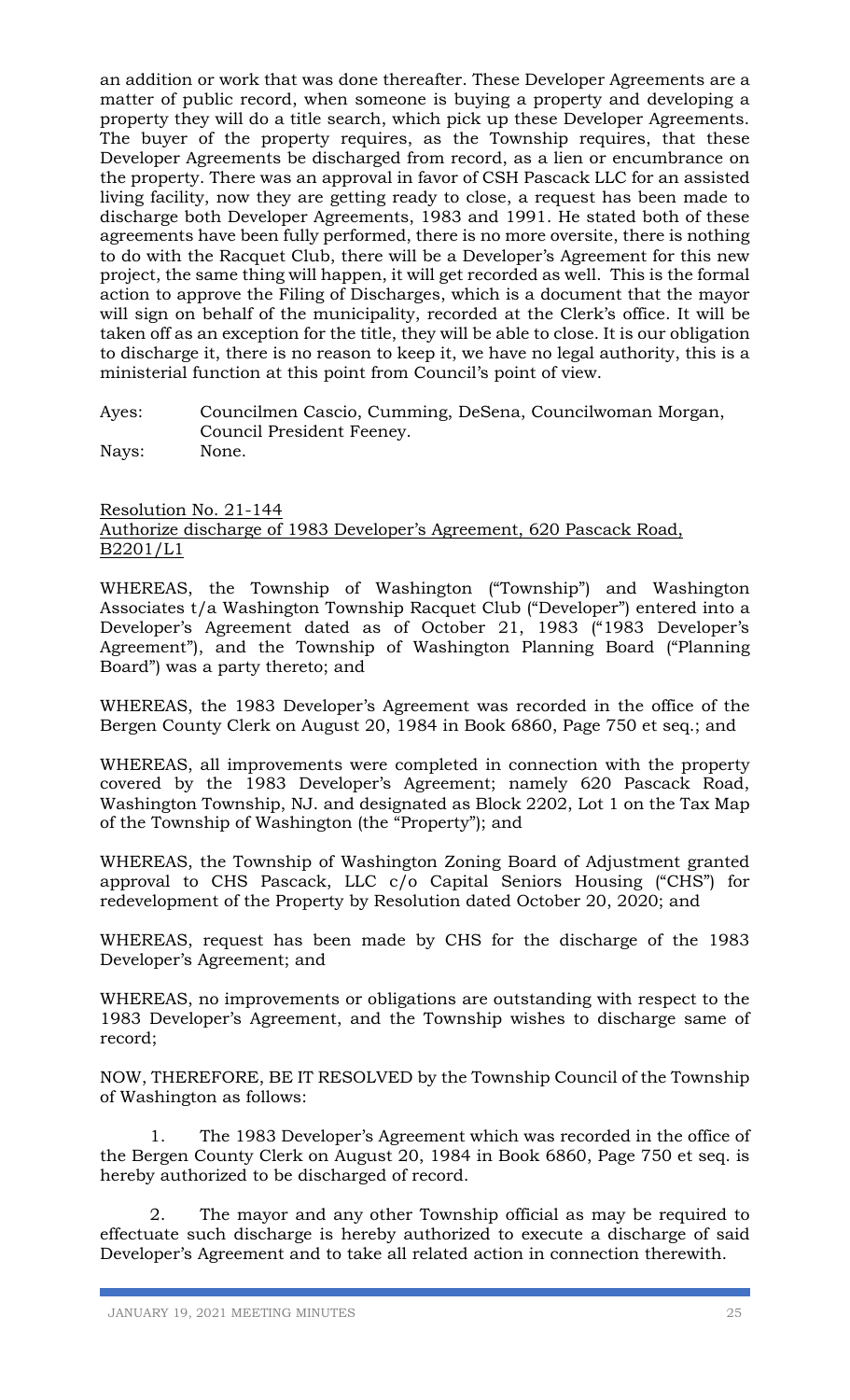an addition or work that was done thereafter. These Developer Agreements are a matter of public record, when someone is buying a property and developing a property they will do a title search, which pick up these Developer Agreements. The buyer of the property requires, as the Township requires, that these Developer Agreements be discharged from record, as a lien or encumbrance on the property. There was an approval in favor of CSH Pascack LLC for an assisted living facility, now they are getting ready to close, a request has been made to discharge both Developer Agreements, 1983 and 1991. He stated both of these agreements have been fully performed, there is no more oversite, there is nothing to do with the Racquet Club, there will be a Developer's Agreement for this new project, the same thing will happen, it will get recorded as well. This is the formal action to approve the Filing of Discharges, which is a document that the mayor will sign on behalf of the municipality, recorded at the Clerk's office. It will be taken off as an exception for the title, they will be able to close. It is our obligation to discharge it, there is no reason to keep it, we have no legal authority, this is a ministerial function at this point from Council's point of view.

Ayes: Councilmen Cascio, Cumming, DeSena, Councilwoman Morgan, Council President Feeney.
Nays: None.

Resolution No. 21-144
Authorize discharge of 1983 Developer's Agreement, 620 Pascack Road, B2201/L1

WHEREAS, the Township of Washington ("Township") and Washington Associates t/a Washington Township Racquet Club ("Developer") entered into a Developer's Agreement dated as of October 21, 1983 ("1983 Developer's Agreement"), and the Township of Washington Planning Board ("Planning Board") was a party thereto; and

WHEREAS, the 1983 Developer's Agreement was recorded in the office of the Bergen County Clerk on August 20, 1984 in Book 6860, Page 750 et seq.; and

WHEREAS, all improvements were completed in connection with the property covered by the 1983 Developer's Agreement; namely 620 Pascack Road, Washington Township, NJ. and designated as Block 2202, Lot 1 on the Tax Map of the Township of Washington (the "Property"); and

WHEREAS, the Township of Washington Zoning Board of Adjustment granted approval to CHS Pascack, LLC c/o Capital Seniors Housing ("CHS") for redevelopment of the Property by Resolution dated October 20, 2020; and

WHEREAS, request has been made by CHS for the discharge of the 1983 Developer's Agreement; and

WHEREAS, no improvements or obligations are outstanding with respect to the 1983 Developer's Agreement, and the Township wishes to discharge same of record;

NOW, THEREFORE, BE IT RESOLVED by the Township Council of the Township of Washington as follows:

1. The 1983 Developer's Agreement which was recorded in the office of the Bergen County Clerk on August 20, 1984 in Book 6860, Page 750 et seq. is hereby authorized to be discharged of record.

2. The mayor and any other Township official as may be required to effectuate such discharge is hereby authorized to execute a discharge of said Developer's Agreement and to take all related action in connection therewith.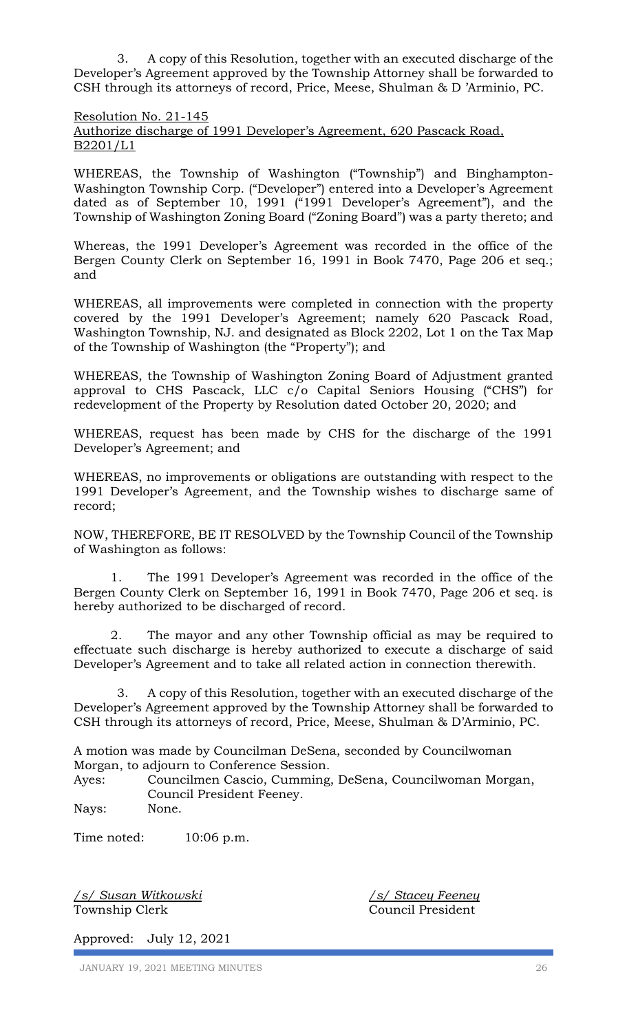3. A copy of this Resolution, together with an executed discharge of the Developer's Agreement approved by the Township Attorney shall be forwarded to CSH through its attorneys of record, Price, Meese, Shulman & D 'Arminio, PC.

Resolution No. 21-145
Authorize discharge of 1991 Developer's Agreement, 620 Pascack Road, B2201/L1

WHEREAS, the Township of Washington ("Township") and Binghampton-Washington Township Corp. ("Developer") entered into a Developer's Agreement dated as of September 10, 1991 ("1991 Developer's Agreement"), and the Township of Washington Zoning Board ("Zoning Board") was a party thereto; and

Whereas, the 1991 Developer's Agreement was recorded in the office of the Bergen County Clerk on September 16, 1991 in Book 7470, Page 206 et seq.; and

WHEREAS, all improvements were completed in connection with the property covered by the 1991 Developer's Agreement; namely 620 Pascack Road, Washington Township, NJ. and designated as Block 2202, Lot 1 on the Tax Map of the Township of Washington (the "Property"); and

WHEREAS, the Township of Washington Zoning Board of Adjustment granted approval to CHS Pascack, LLC c/o Capital Seniors Housing ("CHS") for redevelopment of the Property by Resolution dated October 20, 2020; and

WHEREAS, request has been made by CHS for the discharge of the 1991 Developer's Agreement; and

WHEREAS, no improvements or obligations are outstanding with respect to the 1991 Developer's Agreement, and the Township wishes to discharge same of record;

NOW, THEREFORE, BE IT RESOLVED by the Township Council of the Township of Washington as follows:

1. The 1991 Developer's Agreement was recorded in the office of the Bergen County Clerk on September 16, 1991 in Book 7470, Page 206 et seq. is hereby authorized to be discharged of record.

2. The mayor and any other Township official as may be required to effectuate such discharge is hereby authorized to execute a discharge of said Developer's Agreement and to take all related action in connection therewith.

3. A copy of this Resolution, together with an executed discharge of the Developer's Agreement approved by the Township Attorney shall be forwarded to CSH through its attorneys of record, Price, Meese, Shulman & D'Arminio, PC.

A motion was made by Councilman DeSena, seconded by Councilwoman Morgan, to adjourn to Conference Session.

Ayes: Councilmen Cascio, Cumming, DeSena, Councilwoman Morgan, Council President Feeney.

Nays: None.

Time noted: 10:06 p.m.

/s/ Susan Witkowski
Township Clerk

/s/ Stacey Feeney
Council President

Approved: July 12, 2021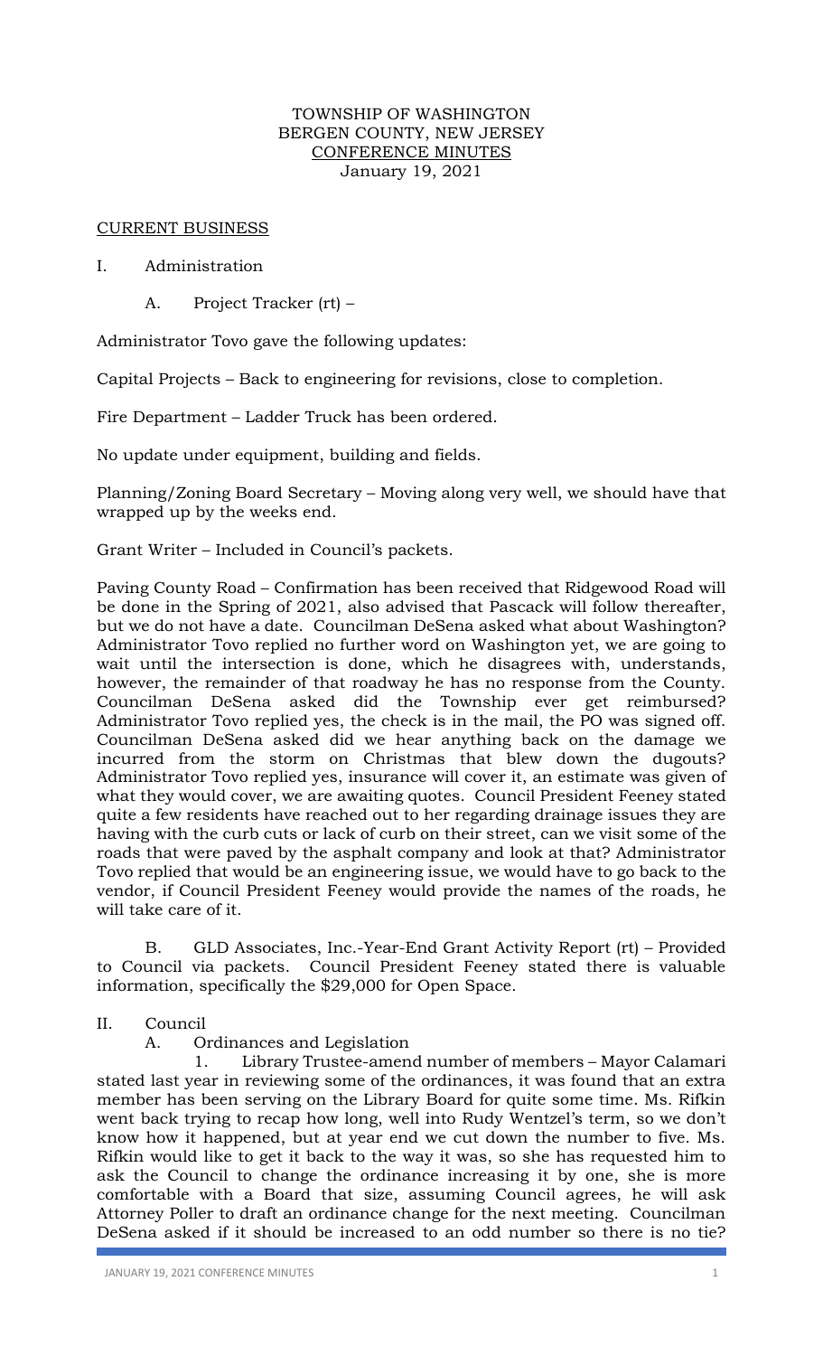TOWNSHIP OF WASHINGTON
BERGEN COUNTY, NEW JERSEY
CONFERENCE MINUTES
January 19, 2021

CURRENT BUSINESS

I. Administration

A. Project Tracker (rt) –

Administrator Tovo gave the following updates:

Capital Projects – Back to engineering for revisions, close to completion.

Fire Department – Ladder Truck has been ordered.

No update under equipment, building and fields.

Planning/Zoning Board Secretary – Moving along very well, we should have that wrapped up by the weeks end.

Grant Writer – Included in Council's packets.

Paving County Road – Confirmation has been received that Ridgewood Road will be done in the Spring of 2021, also advised that Pascack will follow thereafter, but we do not have a date. Councilman DeSena asked what about Washington? Administrator Tovo replied no further word on Washington yet, we are going to wait until the intersection is done, which he disagrees with, understands, however, the remainder of that roadway he has no response from the County. Councilman DeSena asked did the Township ever get reimbursed? Administrator Tovo replied yes, the check is in the mail, the PO was signed off. Councilman DeSena asked did we hear anything back on the damage we incurred from the storm on Christmas that blew down the dugouts? Administrator Tovo replied yes, insurance will cover it, an estimate was given of what they would cover, we are awaiting quotes. Council President Feeney stated quite a few residents have reached out to her regarding drainage issues they are having with the curb cuts or lack of curb on their street, can we visit some of the roads that were paved by the asphalt company and look at that? Administrator Tovo replied that would be an engineering issue, we would have to go back to the vendor, if Council President Feeney would provide the names of the roads, he will take care of it.

B. GLD Associates, Inc.-Year-End Grant Activity Report (rt) – Provided to Council via packets. Council President Feeney stated there is valuable information, specifically the $29,000 for Open Space.

II. Council

A. Ordinances and Legislation

1. Library Trustee-amend number of members – Mayor Calamari stated last year in reviewing some of the ordinances, it was found that an extra member has been serving on the Library Board for quite some time. Ms. Rifkin went back trying to recap how long, well into Rudy Wentzel's term, so we don't know how it happened, but at year end we cut down the number to five. Ms. Rifkin would like to get it back to the way it was, so she has requested him to ask the Council to change the ordinance increasing it by one, she is more comfortable with a Board that size, assuming Council agrees, he will ask Attorney Poller to draft an ordinance change for the next meeting. Councilman DeSena asked if it should be increased to an odd number so there is no tie?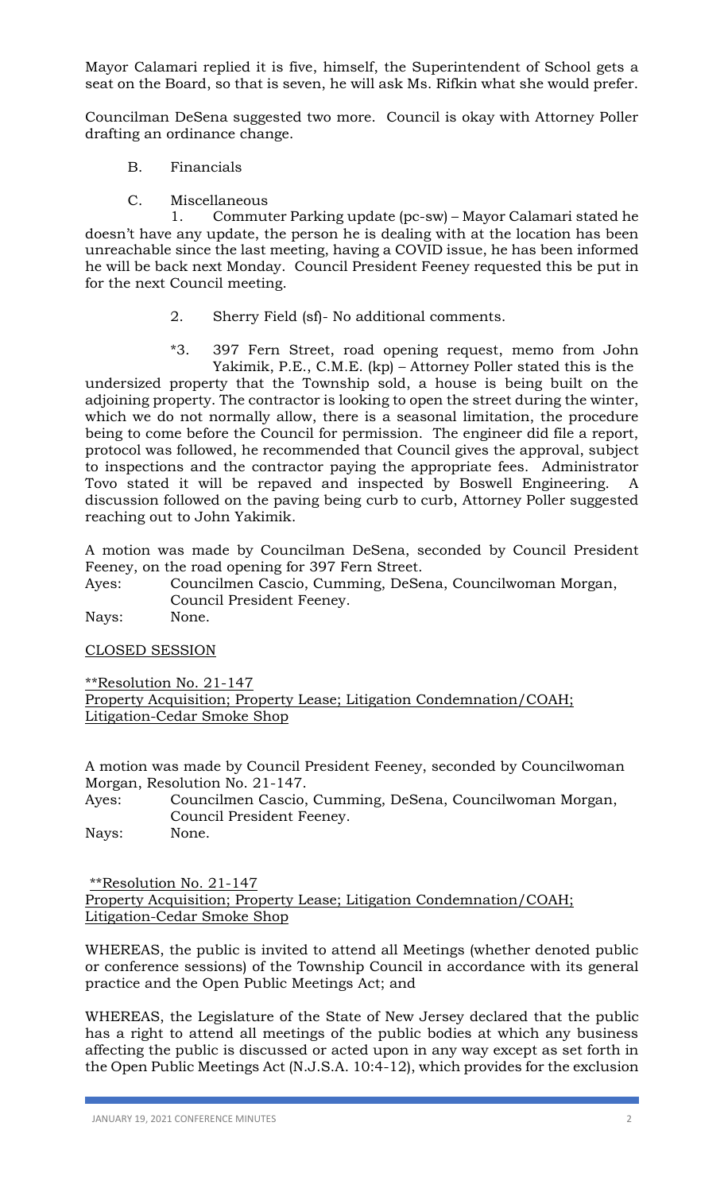Mayor Calamari replied it is five, himself, the Superintendent of School gets a seat on the Board, so that is seven, he will ask Ms. Rifkin what she would prefer.

Councilman DeSena suggested two more. Council is okay with Attorney Poller drafting an ordinance change.

B. Financials

C. Miscellaneous

1. Commuter Parking update (pc-sw) – Mayor Calamari stated he doesn't have any update, the person he is dealing with at the location has been unreachable since the last meeting, having a COVID issue, he has been informed he will be back next Monday. Council President Feeney requested this be put in for the next Council meeting.

2. Sherry Field (sf)- No additional comments.

*3. 397 Fern Street, road opening request, memo from John Yakimik, P.E., C.M.E. (kp) – Attorney Poller stated this is the undersized property that the Township sold, a house is being built on the adjoining property. The contractor is looking to open the street during the winter, which we do not normally allow, there is a seasonal limitation, the procedure being to come before the Council for permission. The engineer did file a report, protocol was followed, he recommended that Council gives the approval, subject to inspections and the contractor paying the appropriate fees. Administrator Tovo stated it will be repaved and inspected by Boswell Engineering. A discussion followed on the paving being curb to curb, Attorney Poller suggested reaching out to John Yakimik.

A motion was made by Councilman DeSena, seconded by Council President Feeney, on the road opening for 397 Fern Street.

Ayes: Councilmen Cascio, Cumming, DeSena, Councilwoman Morgan, Council President Feeney.

Nays: None.

CLOSED SESSION

**Resolution No. 21-147**
**Property Acquisition; Property Lease; Litigation Condemnation/COAH; Litigation-Cedar Smoke Shop**

A motion was made by Council President Feeney, seconded by Councilwoman Morgan, Resolution No. 21-147.

Ayes: Councilmen Cascio, Cumming, DeSena, Councilwoman Morgan, Council President Feeney.

Nays: None.

**Resolution No. 21-147**
**Property Acquisition; Property Lease; Litigation Condemnation/COAH; Litigation-Cedar Smoke Shop**

WHEREAS, the public is invited to attend all Meetings (whether denoted public or conference sessions) of the Township Council in accordance with its general practice and the Open Public Meetings Act; and

WHEREAS, the Legislature of the State of New Jersey declared that the public has a right to attend all meetings of the public bodies at which any business affecting the public is discussed or acted upon in any way except as set forth in the Open Public Meetings Act (N.J.S.A. 10:4-12), which provides for the exclusion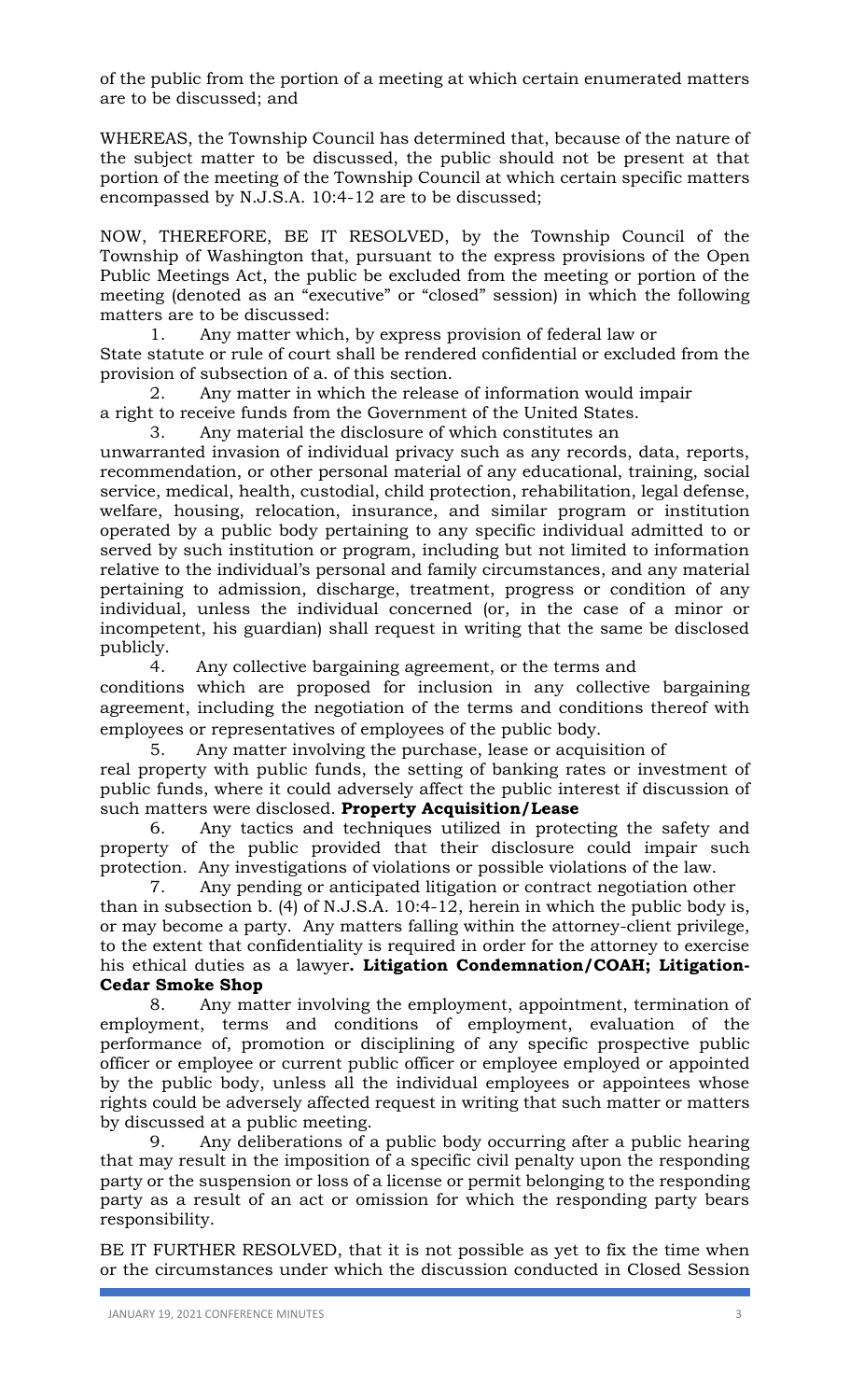of the public from the portion of a meeting at which certain enumerated matters are to be discussed; and

WHEREAS, the Township Council has determined that, because of the nature of the subject matter to be discussed, the public should not be present at that portion of the meeting of the Township Council at which certain specific matters encompassed by N.J.S.A. 10:4-12 are to be discussed;

NOW, THEREFORE, BE IT RESOLVED, by the Township Council of the Township of Washington that, pursuant to the express provisions of the Open Public Meetings Act, the public be excluded from the meeting or portion of the meeting (denoted as an "executive" or "closed" session) in which the following matters are to be discussed:

1. Any matter which, by express provision of federal law or State statute or rule of court shall be rendered confidential or excluded from the provision of subsection of a. of this section.
2. Any matter in which the release of information would impair a right to receive funds from the Government of the United States.
3. Any material the disclosure of which constitutes an unwarranted invasion of individual privacy such as any records, data, reports, recommendation, or other personal material of any educational, training, social service, medical, health, custodial, child protection, rehabilitation, legal defense, welfare, housing, relocation, insurance, and similar program or institution operated by a public body pertaining to any specific individual admitted to or served by such institution or program, including but not limited to information relative to the individual's personal and family circumstances, and any material pertaining to admission, discharge, treatment, progress or condition of any individual, unless the individual concerned (or, in the case of a minor or incompetent, his guardian) shall request in writing that the same be disclosed publicly.
4. Any collective bargaining agreement, or the terms and conditions which are proposed for inclusion in any collective bargaining agreement, including the negotiation of the terms and conditions thereof with employees or representatives of employees of the public body.
5. Any matter involving the purchase, lease or acquisition of real property with public funds, the setting of banking rates or investment of public funds, where it could adversely affect the public interest if discussion of such matters were disclosed. **Property Acquisition/Lease**
6. Any tactics and techniques utilized in protecting the safety and property of the public provided that their disclosure could impair such protection. Any investigations of violations or possible violations of the law.
7. Any pending or anticipated litigation or contract negotiation other than in subsection b. (4) of N.J.S.A. 10:4-12, herein in which the public body is, or may become a party. Any matters falling within the attorney-client privilege, to the extent that confidentiality is required in order for the attorney to exercise his ethical duties as a lawyer**. Litigation Condemnation/COAH; Litigation-Cedar Smoke Shop**
8. Any matter involving the employment, appointment, termination of employment, terms and conditions of employment, evaluation of the performance of, promotion or disciplining of any specific prospective public officer or employee or current public officer or employee employed or appointed by the public body, unless all the individual employees or appointees whose rights could be adversely affected request in writing that such matter or matters by discussed at a public meeting.
9. Any deliberations of a public body occurring after a public hearing that may result in the imposition of a specific civil penalty upon the responding party or the suspension or loss of a license or permit belonging to the responding party as a result of an act or omission for which the responding party bears responsibility.

BE IT FURTHER RESOLVED, that it is not possible as yet to fix the time when or the circumstances under which the discussion conducted in Closed Session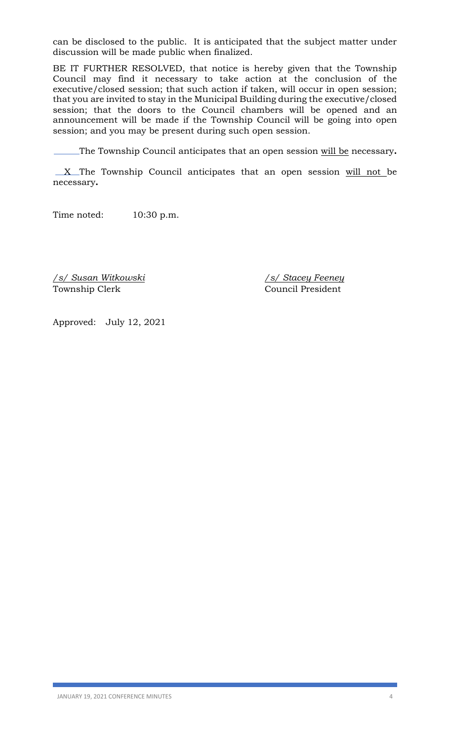can be disclosed to the public. It is anticipated that the subject matter under discussion will be made public when finalized.

BE IT FURTHER RESOLVED, that notice is hereby given that the Township Council may find it necessary to take action at the conclusion of the executive/closed session; that such action if taken, will occur in open session; that you are invited to stay in the Municipal Building during the executive/closed session; that the doors to the Council chambers will be opened and an announcement will be made if the Township Council will be going into open session; and you may be present during such open session.

______The Township Council anticipates that an open session will be necessary**.**

__X__The Township Council anticipates that an open session will not be necessary**.**

Time noted: 10:30 p.m.

*/s/ Susan Witkowski*
Township Clerk

*/s/ Stacey Feeney*
Council President

Approved: July 12, 2021